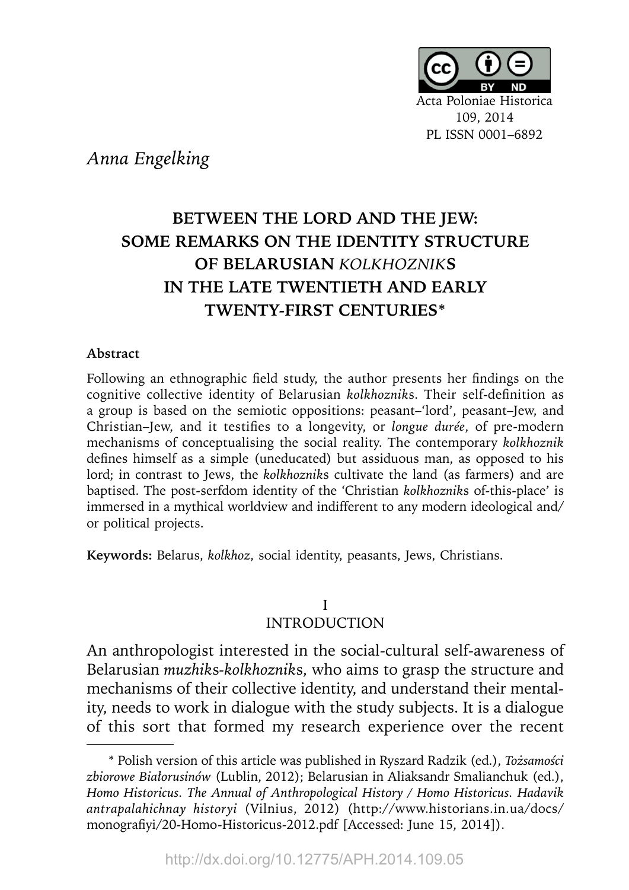Acta Poloniae Historica
109, 2014
PL ISSN 0001–6892

*Anna Engelking*

# BETWEEN THE LORD AND THE JEW: SOME REMARKS ON THE IDENTITY STRUCTURE OF BELARUSIAN *KOLKHOZNIK*S IN THE LATE TWENTIETH AND EARLY TWENTY-FIRST CENTURIES*

**Abstract**

Following an ethnographic field study, the author presents her findings on the cognitive collective identity of Belarusian *kolkhoznik*s. Their self-definition as a group is based on the semiotic oppositions: peasant–'lord', peasant–Jew, and Christian–Jew, and it testifies to a longevity, or *longue durée*, of pre-modern mechanisms of conceptualising the social reality. The contemporary *kolkhoznik* defines himself as a simple (uneducated) but assiduous man, as opposed to his lord; in contrast to Jews, the *kolkhoznik*s cultivate the land (as farmers) and are baptised. The post-serfdom identity of the 'Christian *kolkhoznik*s of-this-place' is immersed in a mythical worldview and indifferent to any modern ideological and/or political projects.

**Keywords:** Belarus, *kolkhoz*, social identity, peasants, Jews, Christians.

## I INTRODUCTION

An anthropologist interested in the social-cultural self-awareness of Belarusian *muzhik*s-*kolkhoznik*s, who aims to grasp the structure and mechanisms of their collective identity, and understand their mentality, needs to work in dialogue with the study subjects. It is a dialogue of this sort that formed my research experience over the recent

\* Polish version of this article was published in Ryszard Radzik (ed.), *Tożsamości zbiorowe Białorusinów* (Lublin, 2012); Belarusian in Aliaksandr Smalianchuk (ed.), *Homo Historicus. The Annual of Anthropological History / Homo Historicus. Hadavik antrapalahichnay historyi* (Vilnius, 2012) (http://www.historians.in.ua/docs/monografiyi/20-Homo-Historicus-2012.pdf [Accessed: June 15, 2014]).

http://dx.doi.org/10.12775/APH.2014.109.05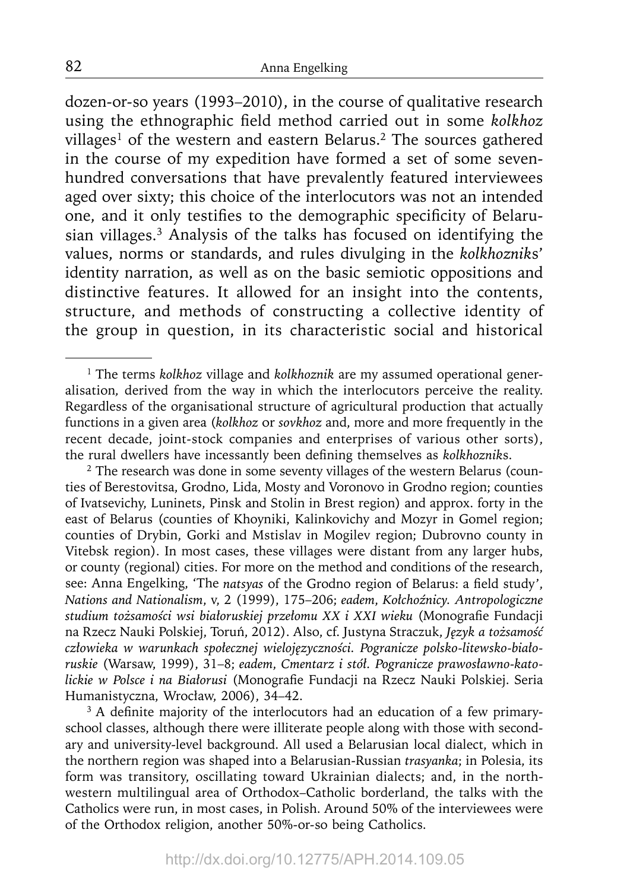dozen-or-so years (1993–2010), in the course of qualitative research using the ethnographic field method carried out in some *kolkhoz* villages[1] of the western and eastern Belarus.[2] The sources gathered in the course of my expedition have formed a set of some seven-hundred conversations that have prevalently featured interviewees aged over sixty; this choice of the interlocutors was not an intended one, and it only testifies to the demographic specificity of Belarusian villages.[3] Analysis of the talks has focused on identifying the values, norms or standards, and rules divulging in the *kolkhozniks*' identity narration, as well as on the basic semiotic oppositions and distinctive features. It allowed for an insight into the contents, structure, and methods of constructing a collective identity of the group in question, in its characteristic social and historical

---

[1] The terms *kolkhoz* village and *kolkhoznik* are my assumed operational generalisation, derived from the way in which the interlocutors perceive the reality. Regardless of the organisational structure of agricultural production that actually functions in a given area (*kolkhoz* or *sovkhoz* and, more and more frequently in the recent decade, joint-stock companies and enterprises of various other sorts), the rural dwellers have incessantly been defining themselves as *kolkhozniks*.

[2] The research was done in some seventy villages of the western Belarus (counties of Berestovitsa, Grodno, Lida, Mosty and Voronovo in Grodno region; counties of Ivatsevichy, Luninets, Pinsk and Stolin in Brest region) and approx. forty in the east of Belarus (counties of Khoyniki, Kalinkovichy and Mozyr in Gomel region; counties of Drybin, Gorki and Mstislav in Mogilev region; Dubrovno county in Vitebsk region). In most cases, these villages were distant from any larger hubs, or county (regional) cities. For more on the method and conditions of the research, see: Anna Engelking, 'The *natsyas* of the Grodno region of Belarus: a field study', *Nations and Nationalism*, v, 2 (1999), 175–206; *eadem*, *Kołchoźnicy. Antropologiczne studium tożsamości wsi białoruskiej przełomu XX i XXI wieku* (Monografie Fundacji na Rzecz Nauki Polskiej, Toruń, 2012). Also, cf. Justyna Straczuk, *Język a tożsamość człowieka w warunkach społecznej wielojęzyczności. Pogranicze polsko-litewsko-białoruskie* (Warsaw, 1999), 31–8; *eadem*, *Cmentarz i stół. Pogranicze prawosławno-katolickie w Polsce i na Białorusi* (Monografie Fundacji na Rzecz Nauki Polskiej. Seria Humanistyczna, Wrocław, 2006), 34–42.

[3] A definite majority of the interlocutors had an education of a few primary-school classes, although there were illiterate people along with those with secondary and university-level background. All used a Belarusian local dialect, which in the northern region was shaped into a Belarusian-Russian *trasyanka*; in Polesia, its form was transitory, oscillating toward Ukrainian dialects; and, in the north-western multilingual area of Orthodox–Catholic borderland, the talks with the Catholics were run, in most cases, in Polish. Around 50% of the interviewees were of the Orthodox religion, another 50%-or-so being Catholics.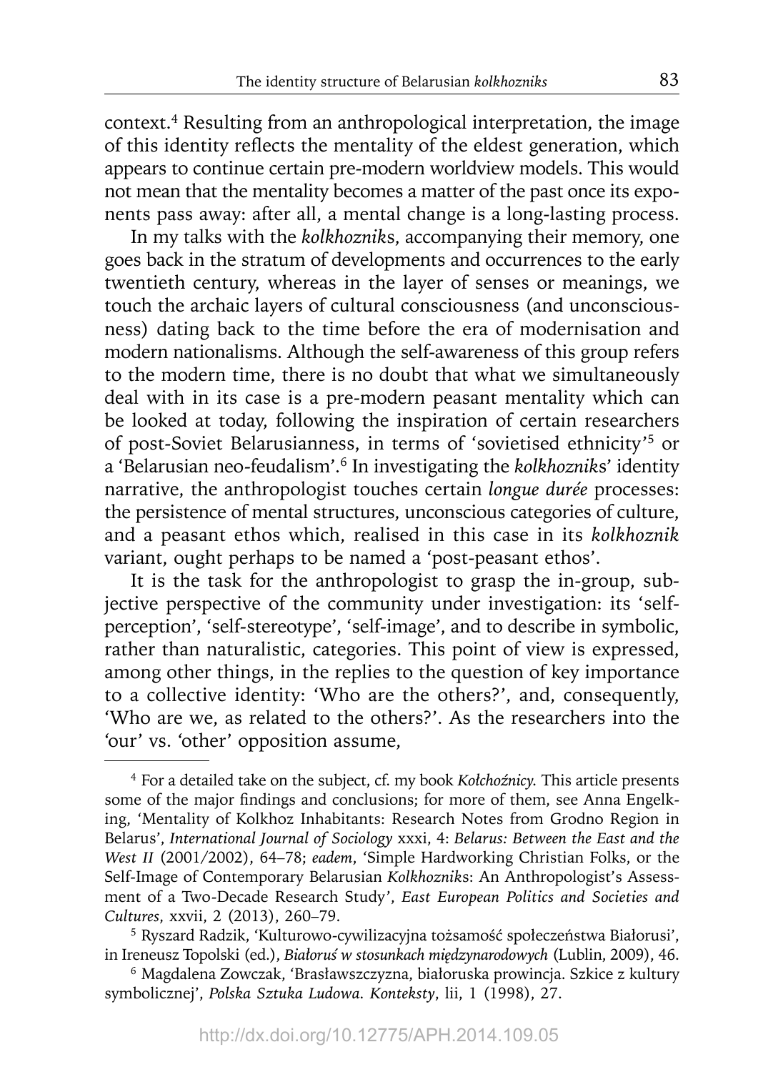context.[4] Resulting from an anthropological interpretation, the image of this identity reflects the mentality of the eldest generation, which appears to continue certain pre-modern worldview models. This would not mean that the mentality becomes a matter of the past once its exponents pass away: after all, a mental change is a long-lasting process.

In my talks with the *kolkhoznik*s, accompanying their memory, one goes back in the stratum of developments and occurrences to the early twentieth century, whereas in the layer of senses or meanings, we touch the archaic layers of cultural consciousness (and unconsciousness) dating back to the time before the era of modernisation and modern nationalisms. Although the self-awareness of this group refers to the modern time, there is no doubt that what we simultaneously deal with in its case is a pre-modern peasant mentality which can be looked at today, following the inspiration of certain researchers of post-Soviet Belarusianness, in terms of 'sovietised ethnicity'[5] or a 'Belarusian neo-feudalism'.[6] In investigating the *kolkhozniks*' identity narrative, the anthropologist touches certain *longue durée* processes: the persistence of mental structures, unconscious categories of culture, and a peasant ethos which, realised in this case in its *kolkhoznik* variant, ought perhaps to be named a 'post-peasant ethos'.

It is the task for the anthropologist to grasp the in-group, subjective perspective of the community under investigation: its 'self-perception', 'self-stereotype', 'self-image', and to describe in symbolic, rather than naturalistic, categories. This point of view is expressed, among other things, in the replies to the question of key importance to a collective identity: 'Who are the others?', and, consequently, 'Who are we, as related to the others?'. As the researchers into the 'our' vs. 'other' opposition assume,

---

[4] For a detailed take on the subject, cf. my book *Kołchoźnicy.* This article presents some of the major findings and conclusions; for more of them, see Anna Engelking, 'Mentality of Kolkhoz Inhabitants: Research Notes from Grodno Region in Belarus', *International Journal of Sociology* xxxi, 4: *Belarus: Between the East and the West II* (2001/2002), 64–78; *eadem*, 'Simple Hardworking Christian Folks, or the Self-Image of Contemporary Belarusian *Kolkhozniks*: An Anthropologist's Assessment of a Two-Decade Research Study', *East European Politics and Societies and Cultures*, xxvii, 2 (2013), 260–79.

[5] Ryszard Radzik, 'Kulturowo-cywilizacyjna tożsamość społeczeństwa Białorusi', in Ireneusz Topolski (ed.), *Białoruś w stosunkach międzynarodowych* (Lublin, 2009), 46.

[6] Magdalena Zowczak, 'Brasławszczyzna, białoruska prowincja. Szkice z kultury symbolicznej', *Polska Sztuka Ludowa. Konteksty*, lii, 1 (1998), 27.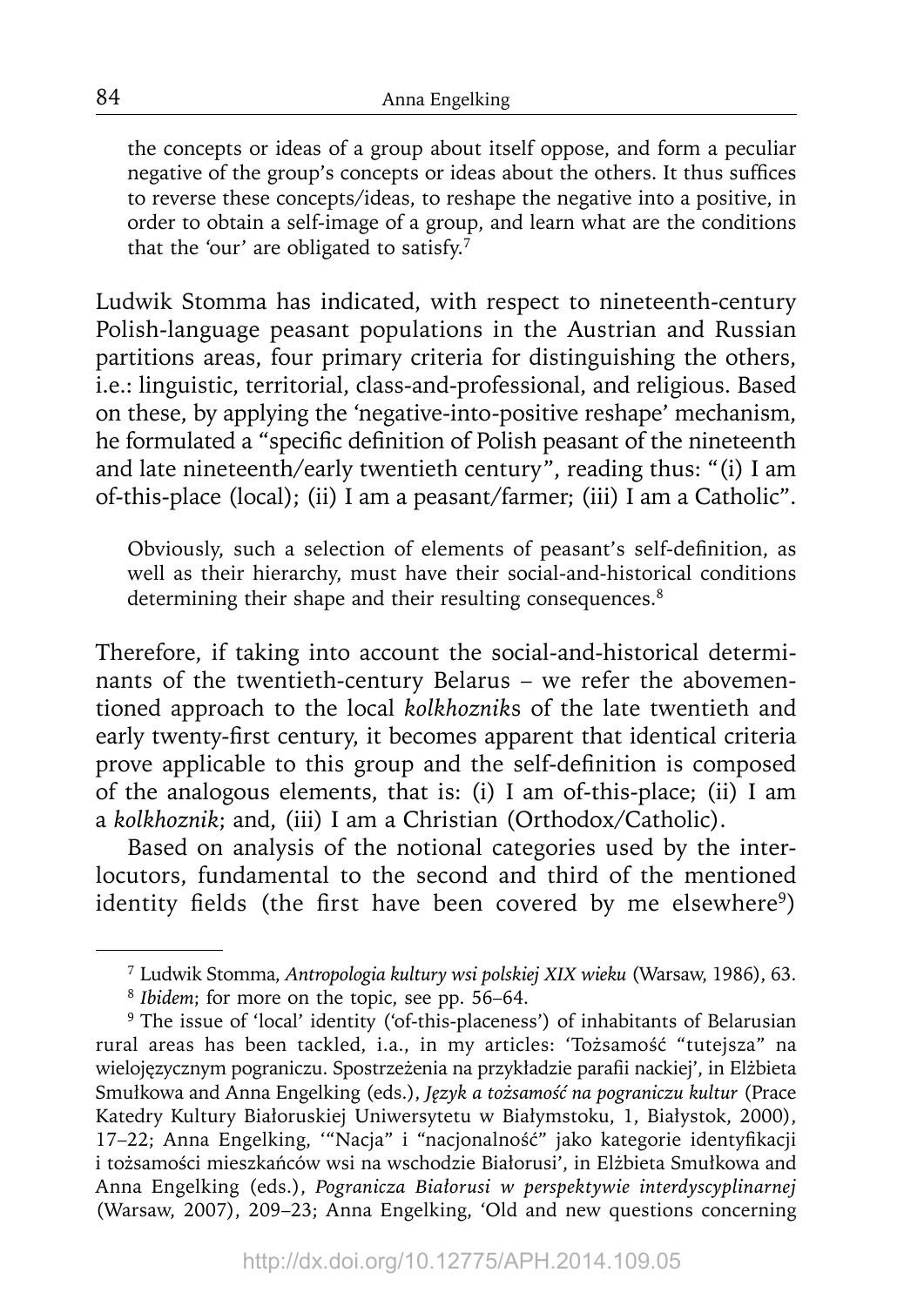> the concepts or ideas of a group about itself oppose, and form a peculiar negative of the group's concepts or ideas about the others. It thus suffices to reverse these concepts/ideas, to reshape the negative into a positive, in order to obtain a self-image of a group, and learn what are the conditions that the 'our' are obligated to satisfy.[7]

Ludwik Stomma has indicated, with respect to nineteenth-century Polish-language peasant populations in the Austrian and Russian partitions areas, four primary criteria for distinguishing the others, i.e.: linguistic, territorial, class-and-professional, and religious. Based on these, by applying the 'negative-into-positive reshape' mechanism, he formulated a "specific definition of Polish peasant of the nineteenth and late nineteenth/early twentieth century", reading thus: "(i) I am of-this-place (local); (ii) I am a peasant/farmer; (iii) I am a Catholic".

> Obviously, such a selection of elements of peasant's self-definition, as well as their hierarchy, must have their social-and-historical conditions determining their shape and their resulting consequences.[8]

Therefore, if taking into account the social-and-historical determinants of the twentieth-century Belarus – we refer the abovementioned approach to the local *kolkhozniks* of the late twentieth and early twenty-first century, it becomes apparent that identical criteria prove applicable to this group and the self-definition is composed of the analogous elements, that is: (i) I am of-this-place; (ii) I am a *kolkhoznik*; and, (iii) I am a Christian (Orthodox/Catholic).

Based on analysis of the notional categories used by the interlocutors, fundamental to the second and third of the mentioned identity fields (the first have been covered by me elsewhere[9])

---

[7] Ludwik Stomma, *Antropologia kultury wsi polskiej XIX wieku* (Warsaw, 1986), 63.

[8] *Ibidem*; for more on the topic, see pp. 56–64.

[9] The issue of 'local' identity ('of-this-placeness') of inhabitants of Belarusian rural areas has been tackled, i.a., in my articles: 'Tożsamość "tutejsza" na wielojęzycznym pograniczu. Spostrzeżenia na przykładzie parafii nackiej', in Elżbieta Smułkowa and Anna Engelking (eds.), *Język a tożsamość na pograniczu kultur* (Prace Katedry Kultury Białoruskiej Uniwersytetu w Białymstoku, 1, Białystok, 2000), 17–22; Anna Engelking, '"Nacja" i "nacjonalność" jako kategorie identyfikacji i tożsamości mieszkańców wsi na wschodzie Białorusi', in Elżbieta Smułkowa and Anna Engelking (eds.), *Pogranicza Białorusi w perspektywie interdyscyplinarnej* (Warsaw, 2007), 209–23; Anna Engelking, 'Old and new questions concerning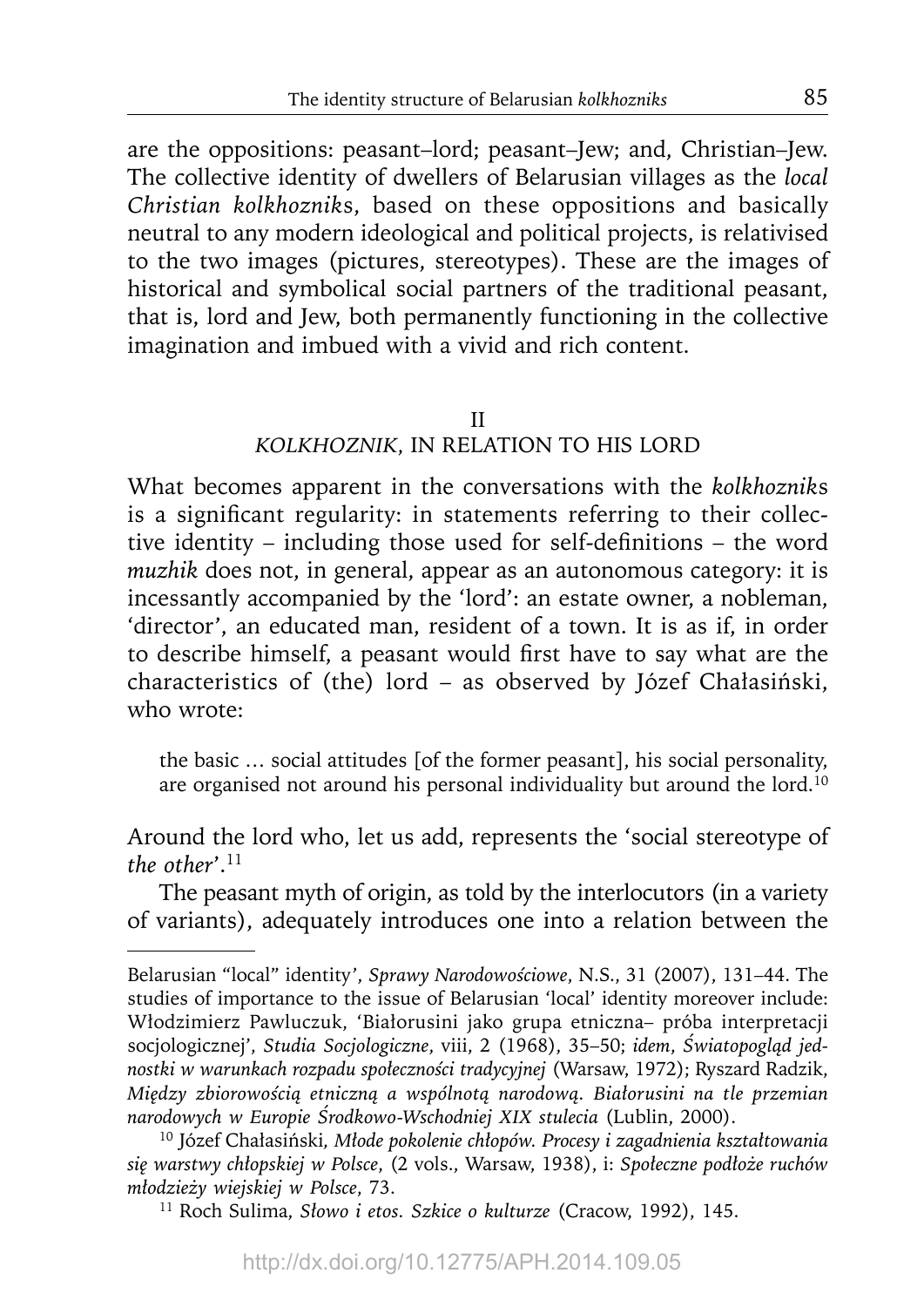are the oppositions: peasant–lord; peasant–Jew; and, Christian–Jew. The collective identity of dwellers of Belarusian villages as the *local Christian kolkhozniks*, based on these oppositions and basically neutral to any modern ideological and political projects, is relativised to the two images (pictures, stereotypes). These are the images of historical and symbolical social partners of the traditional peasant, that is, lord and Jew, both permanently functioning in the collective imagination and imbued with a vivid and rich content.

## II
## *KOLKHOZNIK*, IN RELATION TO HIS LORD

What becomes apparent in the conversations with the *kolkhozniks* is a significant regularity: in statements referring to their collective identity – including those used for self-definitions – the word *muzhik* does not, in general, appear as an autonomous category: it is incessantly accompanied by the 'lord': an estate owner, a nobleman, 'director', an educated man, resident of a town. It is as if, in order to describe himself, a peasant would first have to say what are the characteristics of (the) lord – as observed by Józef Chałasiński, who wrote:

> the basic … social attitudes [of the former peasant], his social personality, are organised not around his personal individuality but around the lord.[10]

Around the lord who, let us add, represents the 'social stereotype of *the other*'.[11]

The peasant myth of origin, as told by the interlocutors (in a variety of variants), adequately introduces one into a relation between the

---

Belarusian "local" identity', *Sprawy Narodowościowe*, N.S., 31 (2007), 131–44. The studies of importance to the issue of Belarusian 'local' identity moreover include: Włodzimierz Pawluczuk, 'Białorusini jako grupa etniczna– próba interpretacji socjologicznej', *Studia Socjologiczne*, viii, 2 (1968), 35–50; *idem*, *Światopogląd jednostki w warunkach rozpadu społeczności tradycyjnej* (Warsaw, 1972); Ryszard Radzik, *Między zbiorowością etniczną a wspólnotą narodową. Białorusini na tle przemian narodowych w Europie Środkowo-Wschodniej XIX stulecia* (Lublin, 2000).

[10] Józef Chałasiński, *Młode pokolenie chłopów. Procesy i zagadnienia kształtowania się warstwy chłopskiej w Polsce*, (2 vols., Warsaw, 1938), i: *Społeczne podłoże ruchów młodzieży wiejskiej w Polsce*, 73.

[11] Roch Sulima, *Słowo i etos. Szkice o kulturze* (Cracow, 1992), 145.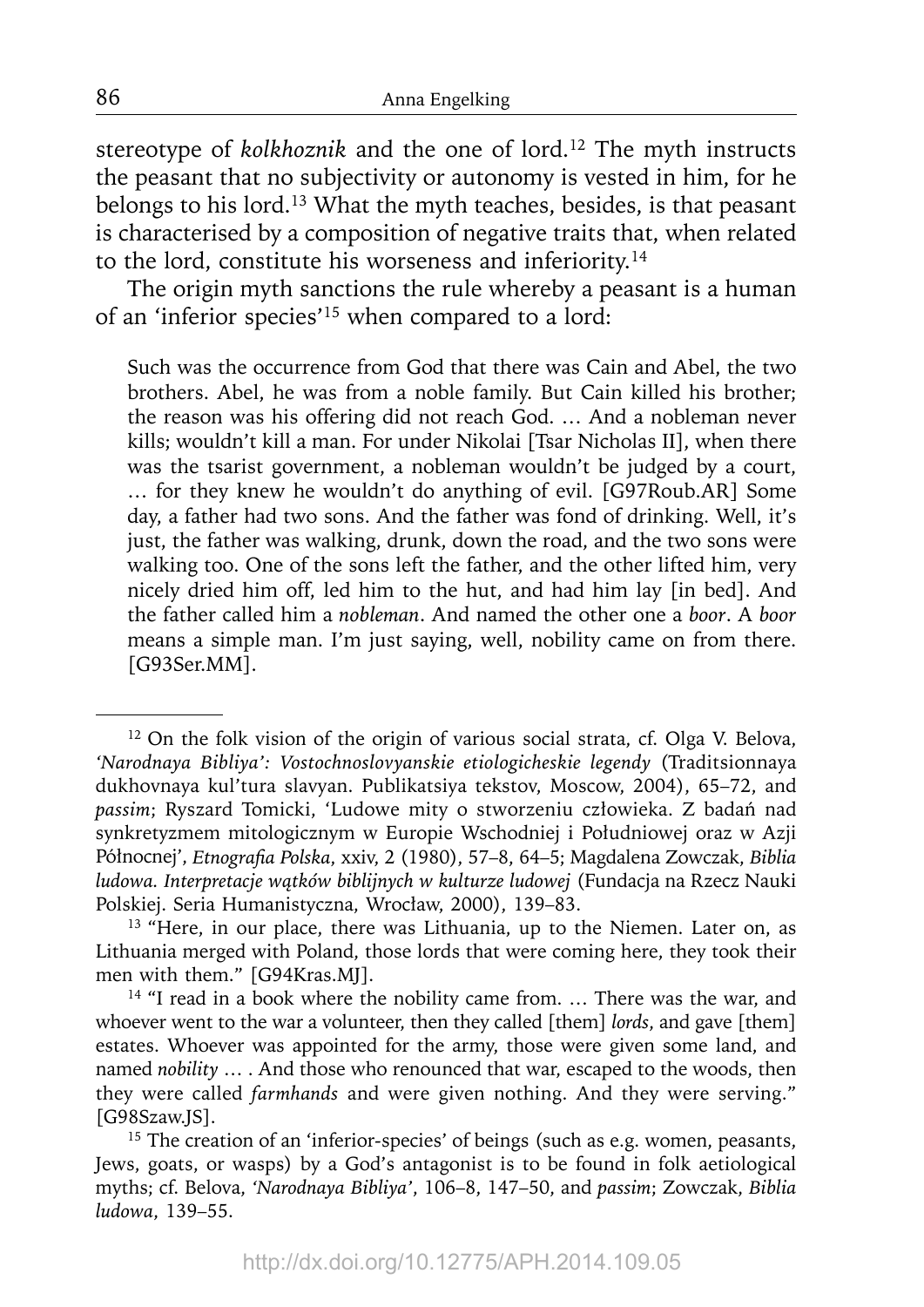stereotype of *kolkhoznik* and the one of lord.[12] The myth instructs the peasant that no subjectivity or autonomy is vested in him, for he belongs to his lord.[13] What the myth teaches, besides, is that peasant is characterised by a composition of negative traits that, when related to the lord, constitute his worseness and inferiority.[14]

The origin myth sanctions the rule whereby a peasant is a human of an 'inferior species'[15] when compared to a lord:

> Such was the occurrence from God that there was Cain and Abel, the two brothers. Abel, he was from a noble family. But Cain killed his brother; the reason was his offering did not reach God. … And a nobleman never kills; wouldn't kill a man. For under Nikolai [Tsar Nicholas II], when there was the tsarist government, a nobleman wouldn't be judged by a court, … for they knew he wouldn't do anything of evil. [G97Roub.AR] Some day, a father had two sons. And the father was fond of drinking. Well, it's just, the father was walking, drunk, down the road, and the two sons were walking too. One of the sons left the father, and the other lifted him, very nicely dried him off, led him to the hut, and had him lay [in bed]. And the father called him a *nobleman*. And named the other one a *boor*. A *boor* means a simple man. I'm just saying, well, nobility came on from there. [G93Ser.MM].

---

[12] On the folk vision of the origin of various social strata, cf. Olga V. Belova, *'Narodnaya Bibliya': Vostochnoslovyanskie etiologicheskie legendy* (Traditsionnaya dukhovnaya kul'tura slavyan. Publikatsiya tekstov, Moscow, 2004), 65–72, and *passim*; Ryszard Tomicki, 'Ludowe mity o stworzeniu człowieka. Z badań nad synkretyzmem mitologicznym w Europie Wschodniej i Południowej oraz w Azji Północnej', *Etnografia Polska*, xxiv, 2 (1980), 57–8, 64–5; Magdalena Zowczak, *Biblia ludowa. Interpretacje wątków biblijnych w kulturze ludowej* (Fundacja na Rzecz Nauki Polskiej. Seria Humanistyczna, Wrocław, 2000), 139–83.

[13] "Here, in our place, there was Lithuania, up to the Niemen. Later on, as Lithuania merged with Poland, those lords that were coming here, they took their men with them." [G94Kras.MJ].

[14] "I read in a book where the nobility came from. … There was the war, and whoever went to the war a volunteer, then they called [them] *lords*, and gave [them] estates. Whoever was appointed for the army, those were given some land, and named *nobility* … . And those who renounced that war, escaped to the woods, then they were called *farmhands* and were given nothing. And they were serving." [G98Szaw.JS].

[15] The creation of an 'inferior-species' of beings (such as e.g. women, peasants, Jews, goats, or wasps) by a God's antagonist is to be found in folk aetiological myths; cf. Belova, *'Narodnaya Bibliya'*, 106–8, 147–50, and *passim*; Zowczak, *Biblia ludowa*, 139–55.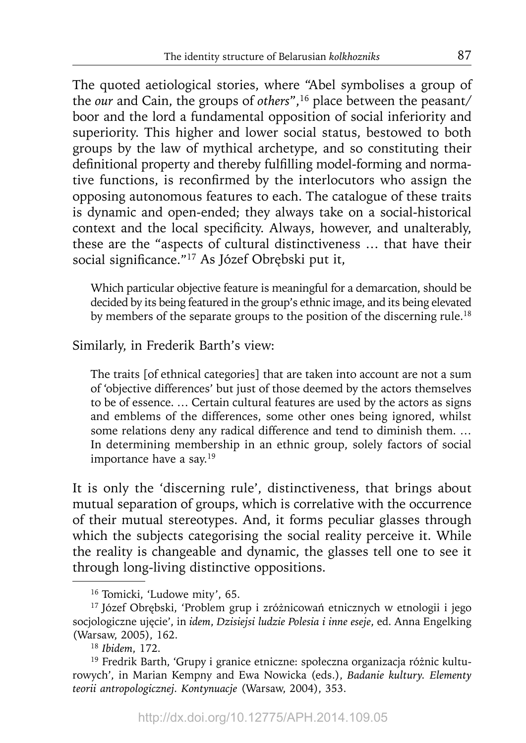The quoted aetiological stories, where "Abel symbolises a group of the *our* and Cain, the groups of *others*",[16] place between the peasant/boor and the lord a fundamental opposition of social inferiority and superiority. This higher and lower social status, bestowed to both groups by the law of mythical archetype, and so constituting their definitional property and thereby fulfilling model-forming and normative functions, is reconfirmed by the interlocutors who assign the opposing autonomous features to each. The catalogue of these traits is dynamic and open-ended; they always take on a social-historical context and the local specificity. Always, however, and unalterably, these are the "aspects of cultural distinctiveness … that have their social significance."[17] As Józef Obrębski put it,

> Which particular objective feature is meaningful for a demarcation, should be decided by its being featured in the group's ethnic image, and its being elevated by members of the separate groups to the position of the discerning rule.[18]

Similarly, in Frederik Barth's view:

> The traits [of ethnical categories] that are taken into account are not a sum of 'objective differences' but just of those deemed by the actors themselves to be of essence. … Certain cultural features are used by the actors as signs and emblems of the differences, some other ones being ignored, whilst some relations deny any radical difference and tend to diminish them. … In determining membership in an ethnic group, solely factors of social importance have a say.[19]

It is only the 'discerning rule', distinctiveness, that brings about mutual separation of groups, which is correlative with the occurrence of their mutual stereotypes. And, it forms peculiar glasses through which the subjects categorising the social reality perceive it. While the reality is changeable and dynamic, the glasses tell one to see it through long-living distinctive oppositions.

---

[16] Tomicki, 'Ludowe mity', 65.

[17] Józef Obrębski, 'Problem grup i zróżnicowań etnicznych w etnologii i jego socjologiczne ujęcie', in *idem*, *Dzisiejsi ludzie Polesia i inne eseje*, ed. Anna Engelking (Warsaw, 2005), 162.

[18] *Ibidem*, 172.

[19] Fredrik Barth, 'Grupy i granice etniczne: społeczna organizacja różnic kulturowych', in Marian Kempny and Ewa Nowicka (eds.), *Badanie kultury. Elementy teorii antropologicznej. Kontynuacje* (Warsaw, 2004), 353.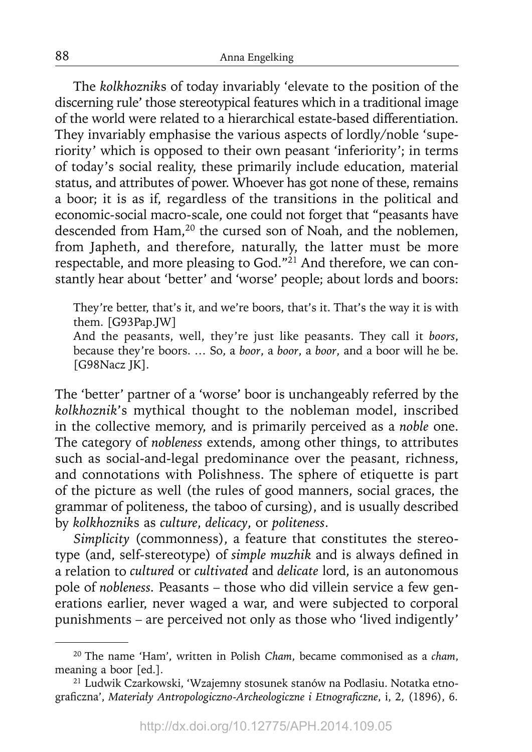The *kolkhozniks* of today invariably 'elevate to the position of the discerning rule' those stereotypical features which in a traditional image of the world were related to a hierarchical estate-based differentiation. They invariably emphasise the various aspects of lordly/noble 'superiority' which is opposed to their own peasant 'inferiority'; in terms of today's social reality, these primarily include education, material status, and attributes of power. Whoever has got none of these, remains a boor; it is as if, regardless of the transitions in the political and economic-social macro-scale, one could not forget that "peasants have descended from Ham,[20] the cursed son of Noah, and the noblemen, from Japheth, and therefore, naturally, the latter must be more respectable, and more pleasing to God."[21] And therefore, we can constantly hear about 'better' and 'worse' people; about lords and boors:

> They're better, that's it, and we're boors, that's it. That's the way it is with them. [G93Pap.JW]
>
> And the peasants, well, they're just like peasants. They call it *boors*, because they're boors. … So, a *boor*, a *boor*, a *boor*, and a boor will he be. [G98Nacz JK].

The 'better' partner of a 'worse' boor is unchangeably referred by the *kolkhoznik*'s mythical thought to the nobleman model, inscribed in the collective memory, and is primarily perceived as a *noble* one. The category of *nobleness* extends, among other things, to attributes such as social-and-legal predominance over the peasant, richness, and connotations with Polishness. The sphere of etiquette is part of the picture as well (the rules of good manners, social graces, the grammar of politeness, the taboo of cursing), and is usually described by *kolkhozniks* as *culture*, *delicacy*, or *politeness*.

*Simplicity* (commonness), a feature that constitutes the stereotype (and, self-stereotype) of *simple muzhik* and is always defined in a relation to *cultured* or *cultivated* and *delicate* lord, is an autonomous pole of *nobleness*. Peasants – those who did villein service a few generations earlier, never waged a war, and were subjected to corporal punishments – are perceived not only as those who 'lived indigently'

---

[20] The name 'Ham', written in Polish *Cham*, became commonised as a *cham*, meaning a boor [ed.].

[21] Ludwik Czarkowski, 'Wzajemny stosunek stanów na Podlasiu. Notatka etnograficzna', *Materiały Antropologiczno-Archeologiczne i Etnograficzne*, i, 2, (1896), 6.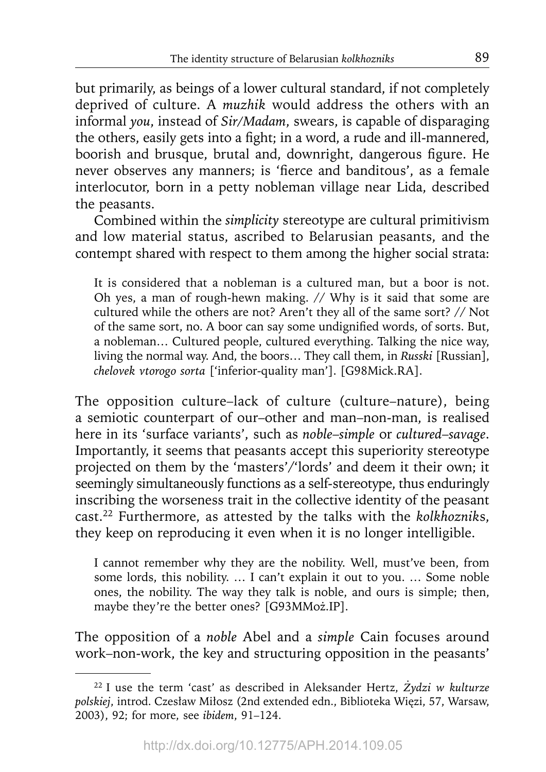but primarily, as beings of a lower cultural standard, if not completely deprived of culture. A *muzhik* would address the others with an informal *you*, instead of *Sir/Madam*, swears, is capable of disparaging the others, easily gets into a fight; in a word, a rude and ill-mannered, boorish and brusque, brutal and, downright, dangerous figure. He never observes any manners; is 'fierce and banditous', as a female interlocutor, born in a petty nobleman village near Lida, described the peasants.

Combined within the *simplicity* stereotype are cultural primitivism and low material status, ascribed to Belarusian peasants, and the contempt shared with respect to them among the higher social strata:

> It is considered that a nobleman is a cultured man, but a boor is not. Oh yes, a man of rough-hewn making. // Why is it said that some are cultured while the others are not? Aren't they all of the same sort? // Not of the same sort, no. A boor can say some undignified words, of sorts. But, a nobleman… Cultured people, cultured everything. Talking the nice way, living the normal way. And, the boors… They call them, in *Russki* [Russian], *chelovek vtorogo sorta* ['inferior-quality man']. [G98Mick.RA].

The opposition culture–lack of culture (culture–nature), being a semiotic counterpart of our–other and man–non-man, is realised here in its 'surface variants', such as *noble–simple* or *cultured–savage*. Importantly, it seems that peasants accept this superiority stereotype projected on them by the 'masters'/'lords' and deem it their own; it seemingly simultaneously functions as a self-stereotype, thus enduringly inscribing the worseness trait in the collective identity of the peasant cast.[22] Furthermore, as attested by the talks with the *kolkhoznik*s, they keep on reproducing it even when it is no longer intelligible.

> I cannot remember why they are the nobility. Well, must've been, from some lords, this nobility. … I can't explain it out to you. … Some noble ones, the nobility. The way they talk is noble, and ours is simple; then, maybe they're the better ones? [G93MMoż.IP].

The opposition of a *noble* Abel and a *simple* Cain focuses around work–non-work, the key and structuring opposition in the peasants'

[22] I use the term 'cast' as described in Aleksander Hertz, *Żydzi w kulturze polskiej*, introd. Czesław Miłosz (2nd extended edn., Biblioteka Więzi, 57, Warsaw, 2003), 92; for more, see *ibidem*, 91–124.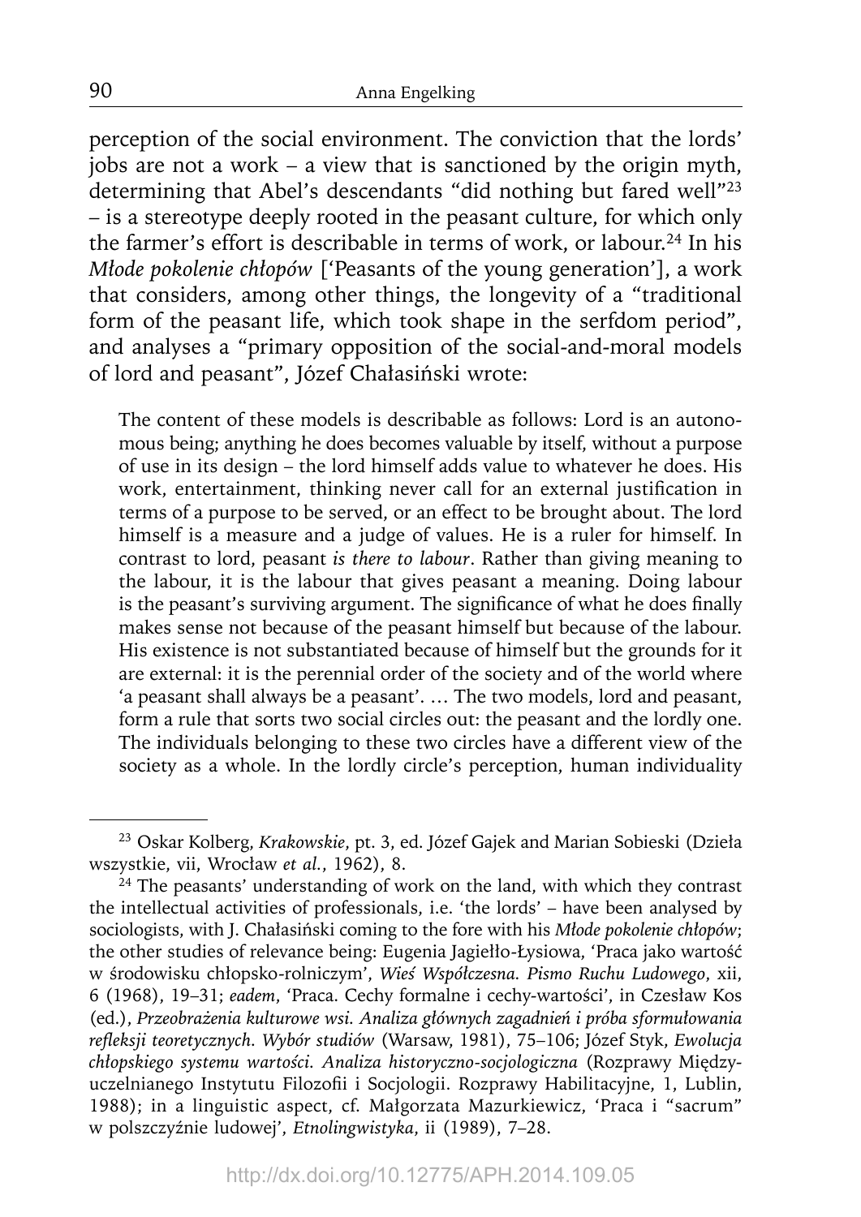perception of the social environment. The conviction that the lords' jobs are not a work – a view that is sanctioned by the origin myth, determining that Abel's descendants "did nothing but fared well"[23] – is a stereotype deeply rooted in the peasant culture, for which only the farmer's effort is describable in terms of work, or labour.[24] In his *Młode pokolenie chłopów* ['Peasants of the young generation'], a work that considers, among other things, the longevity of a "traditional form of the peasant life, which took shape in the serfdom period", and analyses a "primary opposition of the social-and-moral models of lord and peasant", Józef Chałasiński wrote:

> The content of these models is describable as follows: Lord is an autonomous being; anything he does becomes valuable by itself, without a purpose of use in its design – the lord himself adds value to whatever he does. His work, entertainment, thinking never call for an external justification in terms of a purpose to be served, or an effect to be brought about. The lord himself is a measure and a judge of values. He is a ruler for himself. In contrast to lord, peasant *is there to labour*. Rather than giving meaning to the labour, it is the labour that gives peasant a meaning. Doing labour is the peasant's surviving argument. The significance of what he does finally makes sense not because of the peasant himself but because of the labour. His existence is not substantiated because of himself but the grounds for it are external: it is the perennial order of the society and of the world where 'a peasant shall always be a peasant'. … The two models, lord and peasant, form a rule that sorts two social circles out: the peasant and the lordly one. The individuals belonging to these two circles have a different view of the society as a whole. In the lordly circle's perception, human individuality

[23] Oskar Kolberg, *Krakowskie*, pt. 3, ed. Józef Gajek and Marian Sobieski (Dzieła wszystkie, vii, Wrocław *et al.*, 1962), 8.

[24] The peasants' understanding of work on the land, with which they contrast the intellectual activities of professionals, i.e. 'the lords' – have been analysed by sociologists, with J. Chałasiński coming to the fore with his *Młode pokolenie chłopów*; the other studies of relevance being: Eugenia Jagiełło-Łysiowa, 'Praca jako wartość w środowisku chłopsko-rolniczym', *Wieś Współczesna. Pismo Ruchu Ludowego*, xii, 6 (1968), 19–31; *eadem*, 'Praca. Cechy formalne i cechy-wartości', in Czesław Kos (ed.), *Przeobrażenia kulturowe wsi. Analiza głównych zagadnień i próba sformułowania refleksji teoretycznych. Wybór studiów* (Warsaw, 1981), 75–106; Józef Styk, *Ewolucja chłopskiego systemu wartości. Analiza historyczno-socjologiczna* (Rozprawy Międzyuczelnianego Instytutu Filozofii i Socjologii. Rozprawy Habilitacyjne, 1, Lublin, 1988); in a linguistic aspect, cf. Małgorzata Mazurkiewicz, 'Praca i "sacrum" w polszczyźnie ludowej', *Etnolingwistyka*, ii (1989), 7–28.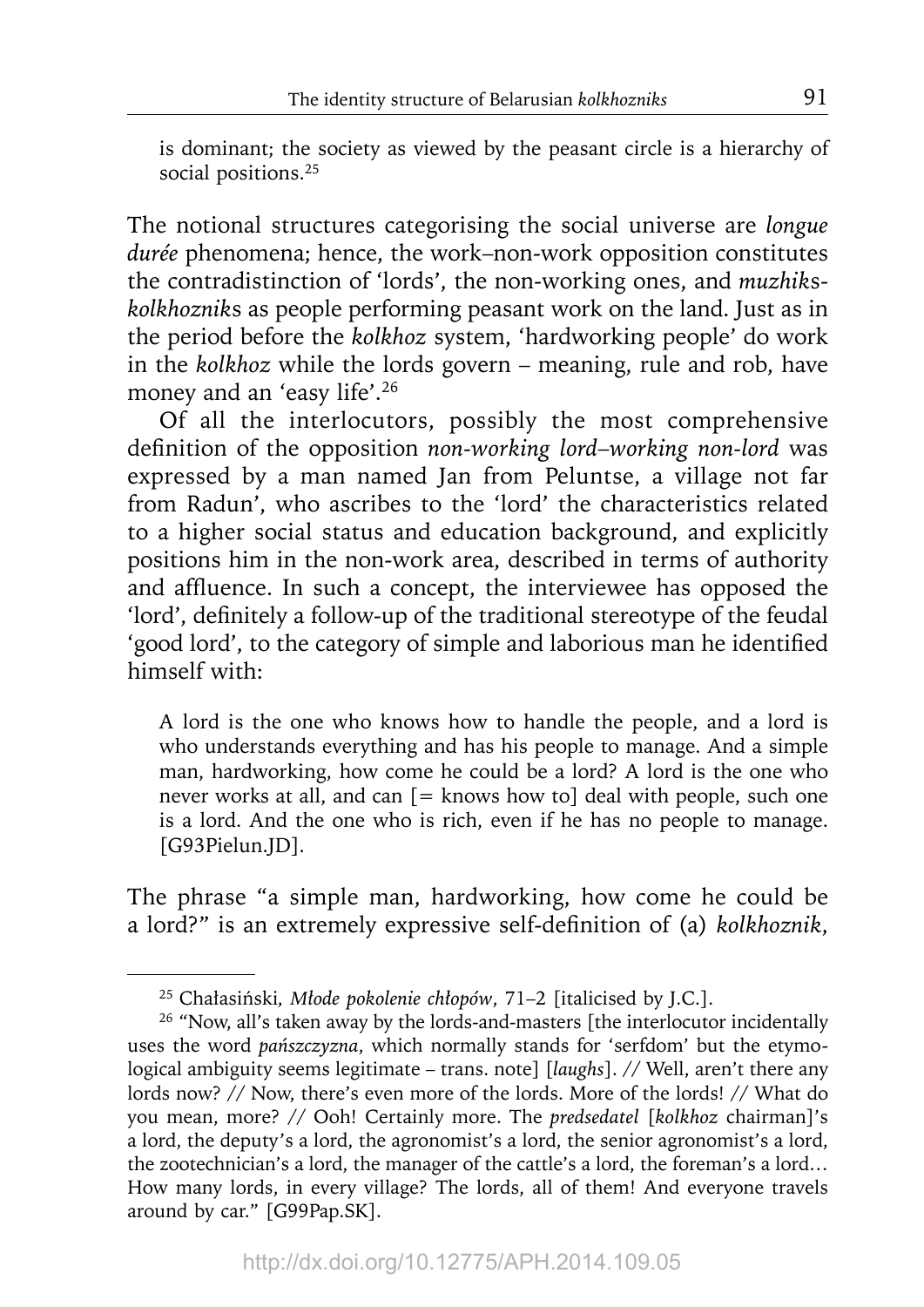is dominant; the society as viewed by the peasant circle is a hierarchy of social positions.[25]

The notional structures categorising the social universe are *longue durée* phenomena; hence, the work–non-work opposition constitutes the contradistinction of 'lords', the non-working ones, and *muzhik*s-*kolkhoznik*s as people performing peasant work on the land. Just as in the period before the *kolkhoz* system, 'hardworking people' do work in the *kolkhoz* while the lords govern – meaning, rule and rob, have money and an 'easy life'.[26]

Of all the interlocutors, possibly the most comprehensive definition of the opposition *non-working lord–working non-lord* was expressed by a man named Jan from Peluntse, a village not far from Radun', who ascribes to the 'lord' the characteristics related to a higher social status and education background, and explicitly positions him in the non-work area, described in terms of authority and affluence. In such a concept, the interviewee has opposed the 'lord', definitely a follow-up of the traditional stereotype of the feudal 'good lord', to the category of simple and laborious man he identified himself with:

> A lord is the one who knows how to handle the people, and a lord is who understands everything and has his people to manage. And a simple man, hardworking, how come he could be a lord? A lord is the one who never works at all, and can [= knows how to] deal with people, such one is a lord. And the one who is rich, even if he has no people to manage. [G93Pielun.JD].

The phrase "a simple man, hardworking, how come he could be a lord?" is an extremely expressive self-definition of (a) *kolkhoznik*,

---

[25] Chałasiński, *Młode pokolenie chłopów*, 71–2 [italicised by J.C.].

[26] "Now, all's taken away by the lords-and-masters [the interlocutor incidentally uses the word *pańszczyzna*, which normally stands for 'serfdom' but the etymological ambiguity seems legitimate – trans. note] [*laughs*]. // Well, aren't there any lords now? // Now, there's even more of the lords. More of the lords! // What do you mean, more? // Ooh! Certainly more. The *predsedatel* [*kolkhoz* chairman]'s a lord, the deputy's a lord, the agronomist's a lord, the senior agronomist's a lord, the zootechnician's a lord, the manager of the cattle's a lord, the foreman's a lord… How many lords, in every village? The lords, all of them! And everyone travels around by car." [G99Pap.SK].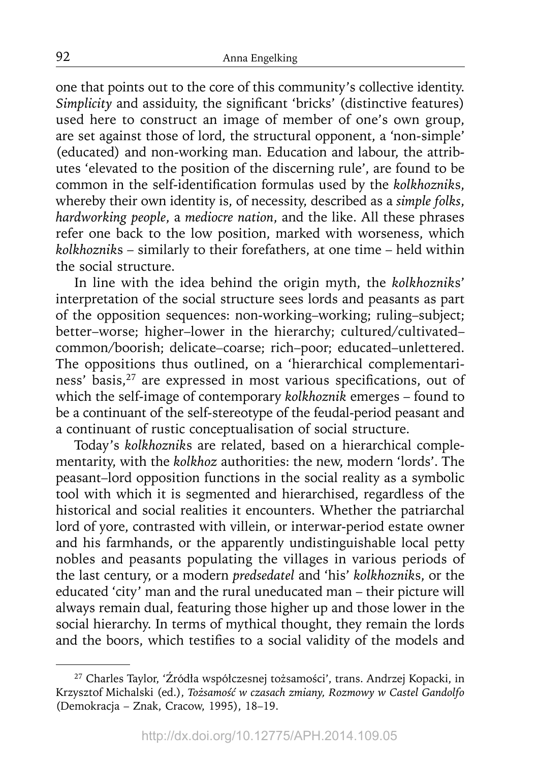one that points out to the core of this community's collective identity. *Simplicity* and assiduity, the significant 'bricks' (distinctive features) used here to construct an image of member of one's own group, are set against those of lord, the structural opponent, a 'non-simple' (educated) and non-working man. Education and labour, the attributes 'elevated to the position of the discerning rule', are found to be common in the self-identification formulas used by the *kolkhozniks*, whereby their own identity is, of necessity, described as a *simple folks*, *hardworking people*, a *mediocre nation*, and the like. All these phrases refer one back to the low position, marked with worseness, which *kolkhozniks* – similarly to their forefathers, at one time – held within the social structure.

In line with the idea behind the origin myth, the *kolkhozniks*' interpretation of the social structure sees lords and peasants as part of the opposition sequences: non-working–working; ruling–subject; better–worse; higher–lower in the hierarchy; cultured/cultivated–common/boorish; delicate–coarse; rich–poor; educated–unlettered. The oppositions thus outlined, on a 'hierarchical complementariness' basis,[27] are expressed in most various specifications, out of which the self-image of contemporary *kolkhoznik* emerges – found to be a continuant of the self-stereotype of the feudal-period peasant and a continuant of rustic conceptualisation of social structure.

Today's *kolkhozniks* are related, based on a hierarchical complementarity, with the *kolkhoz* authorities: the new, modern 'lords'. The peasant–lord opposition functions in the social reality as a symbolic tool with which it is segmented and hierarchised, regardless of the historical and social realities it encounters. Whether the patriarchal lord of yore, contrasted with villein, or interwar-period estate owner and his farmhands, or the apparently undistinguishable local petty nobles and peasants populating the villages in various periods of the last century, or a modern *predsedatel* and 'his' *kolkhozniks*, or the educated 'city' man and the rural uneducated man – their picture will always remain dual, featuring those higher up and those lower in the social hierarchy. In terms of mythical thought, they remain the lords and the boors, which testifies to a social validity of the models and

---

[27] Charles Taylor, 'Źródła współczesnej tożsamości', trans. Andrzej Kopacki, in Krzysztof Michalski (ed.), *Tożsamość w czasach zmiany, Rozmowy w Castel Gandolfo* (Demokracja – Znak, Cracow, 1995), 18–19.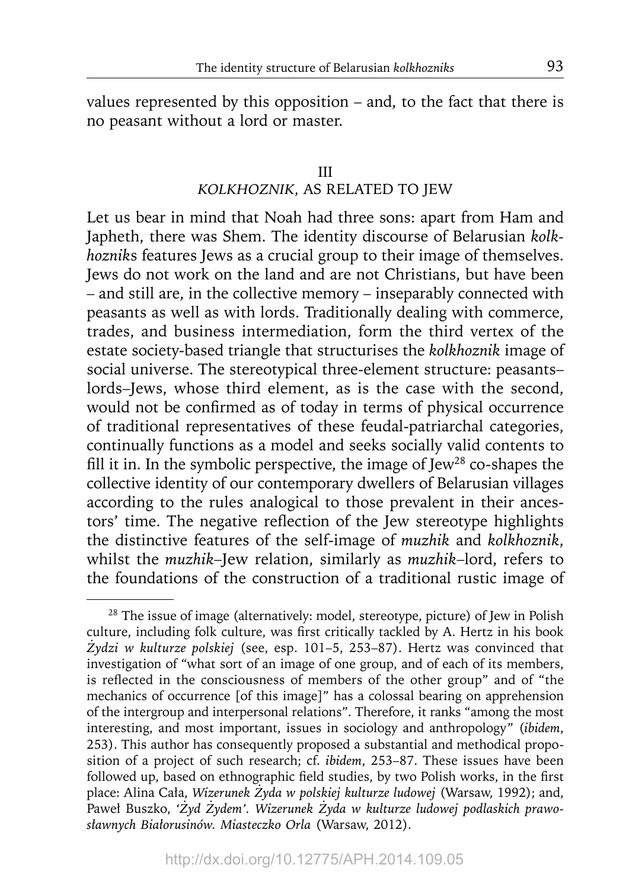values represented by this opposition – and, to the fact that there is no peasant without a lord or master.

## III
## *KOLKHOZNIK*, AS RELATED TO JEW

Let us bear in mind that Noah had three sons: apart from Ham and Japheth, there was Shem. The identity discourse of Belarusian *kolkhozniks* features Jews as a crucial group to their image of themselves. Jews do not work on the land and are not Christians, but have been – and still are, in the collective memory – inseparably connected with peasants as well as with lords. Traditionally dealing with commerce, trades, and business intermediation, form the third vertex of the estate society-based triangle that structurises the *kolkhoznik* image of social universe. The stereotypical three-element structure: peasants–lords–Jews, whose third element, as is the case with the second, would not be confirmed as of today in terms of physical occurrence of traditional representatives of these feudal-patriarchal categories, continually functions as a model and seeks socially valid contents to fill it in. In the symbolic perspective, the image of Jew[28] co-shapes the collective identity of our contemporary dwellers of Belarusian villages according to the rules analogical to those prevalent in their ancestors' time. The negative reflection of the Jew stereotype highlights the distinctive features of the self-image of *muzhik* and *kolkhoznik*, whilst the *muzhik*–Jew relation, similarly as *muzhik*–lord, refers to the foundations of the construction of a traditional rustic image of

---

[28] The issue of image (alternatively: model, stereotype, picture) of Jew in Polish culture, including folk culture, was first critically tackled by A. Hertz in his book *Żydzi w kulturze polskiej* (see, esp. 101–5, 253–87). Hertz was convinced that investigation of "what sort of an image of one group, and of each of its members, is reflected in the consciousness of members of the other group" and of "the mechanics of occurrence [of this image]" has a colossal bearing on apprehension of the intergroup and interpersonal relations". Therefore, it ranks "among the most interesting, and most important, issues in sociology and anthropology" (*ibidem*, 253). This author has consequently proposed a substantial and methodical proposition of a project of such research; cf. *ibidem*, 253–87. These issues have been followed up, based on ethnographic field studies, by two Polish works, in the first place: Alina Cała, *Wizerunek Żyda w polskiej kulturze ludowej* (Warsaw, 1992); and, Paweł Buszko, *'Żyd Żydem'. Wizerunek Żyda w kulturze ludowej podlaskich prawosławnych Białorusinów. Miasteczko Orla* (Warsaw, 2012).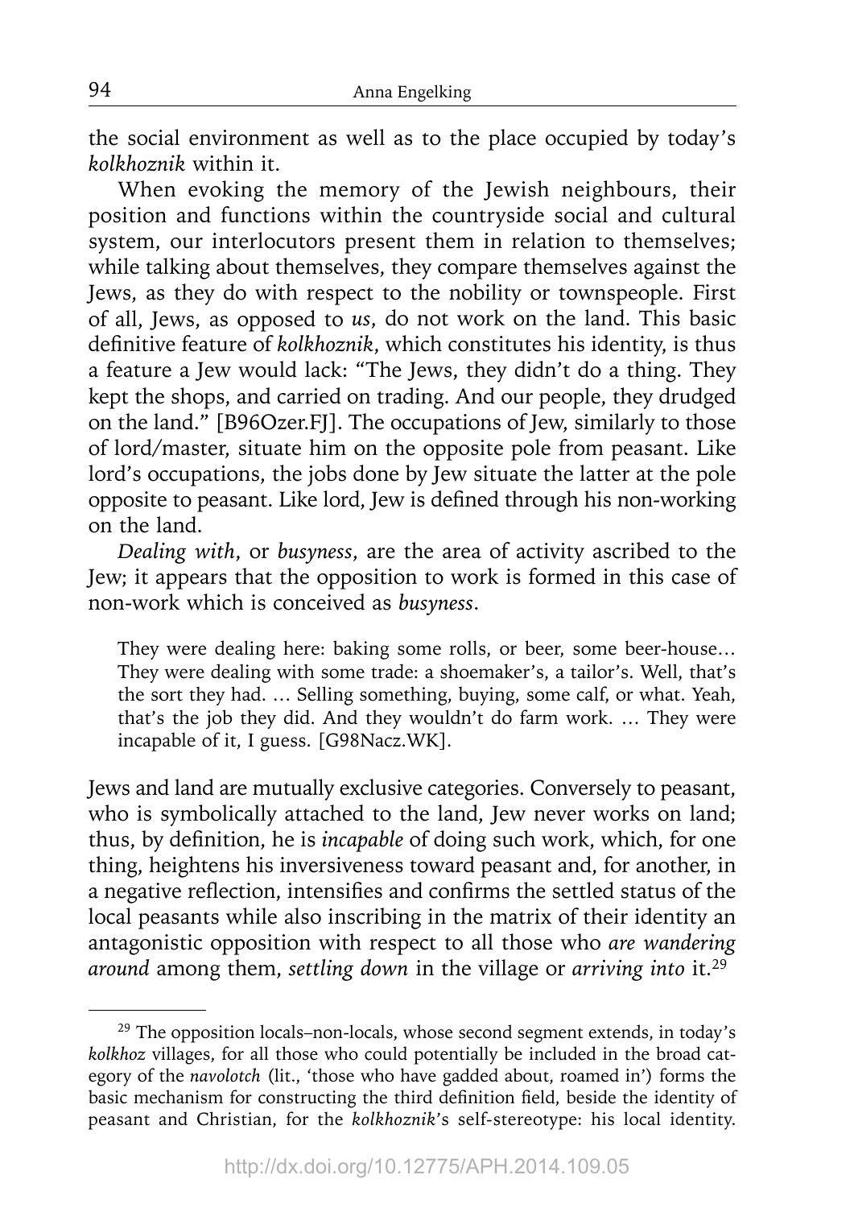the social environment as well as to the place occupied by today's *kolkhoznik* within it.

When evoking the memory of the Jewish neighbours, their position and functions within the countryside social and cultural system, our interlocutors present them in relation to themselves; while talking about themselves, they compare themselves against the Jews, as they do with respect to the nobility or townspeople. First of all, Jews, as opposed to *us*, do not work on the land. This basic definitive feature of *kolkhoznik*, which constitutes his identity, is thus a feature a Jew would lack: "The Jews, they didn't do a thing. They kept the shops, and carried on trading. And our people, they drudged on the land." [B96Ozer.FJ]. The occupations of Jew, similarly to those of lord/master, situate him on the opposite pole from peasant. Like lord's occupations, the jobs done by Jew situate the latter at the pole opposite to peasant. Like lord, Jew is defined through his non-working on the land.

*Dealing with*, or *busyness*, are the area of activity ascribed to the Jew; it appears that the opposition to work is formed in this case of non-work which is conceived as *busyness*.

> They were dealing here: baking some rolls, or beer, some beer-house… They were dealing with some trade: a shoemaker's, a tailor's. Well, that's the sort they had. … Selling something, buying, some calf, or what. Yeah, that's the job they did. And they wouldn't do farm work. … They were incapable of it, I guess. [G98Nacz.WK].

Jews and land are mutually exclusive categories. Conversely to peasant, who is symbolically attached to the land, Jew never works on land; thus, by definition, he is *incapable* of doing such work, which, for one thing, heightens his inversiveness toward peasant and, for another, in a negative reflection, intensifies and confirms the settled status of the local peasants while also inscribing in the matrix of their identity an antagonistic opposition with respect to all those who *are wandering around* among them, *settling down* in the village or *arriving into* it.[29]

---

[29] The opposition locals–non-locals, whose second segment extends, in today's *kolkhoz* villages, for all those who could potentially be included in the broad category of the *navolotch* (lit., 'those who have gadded about, roamed in') forms the basic mechanism for constructing the third definition field, beside the identity of peasant and Christian, for the *kolkhoznik*'s self-stereotype: his local identity.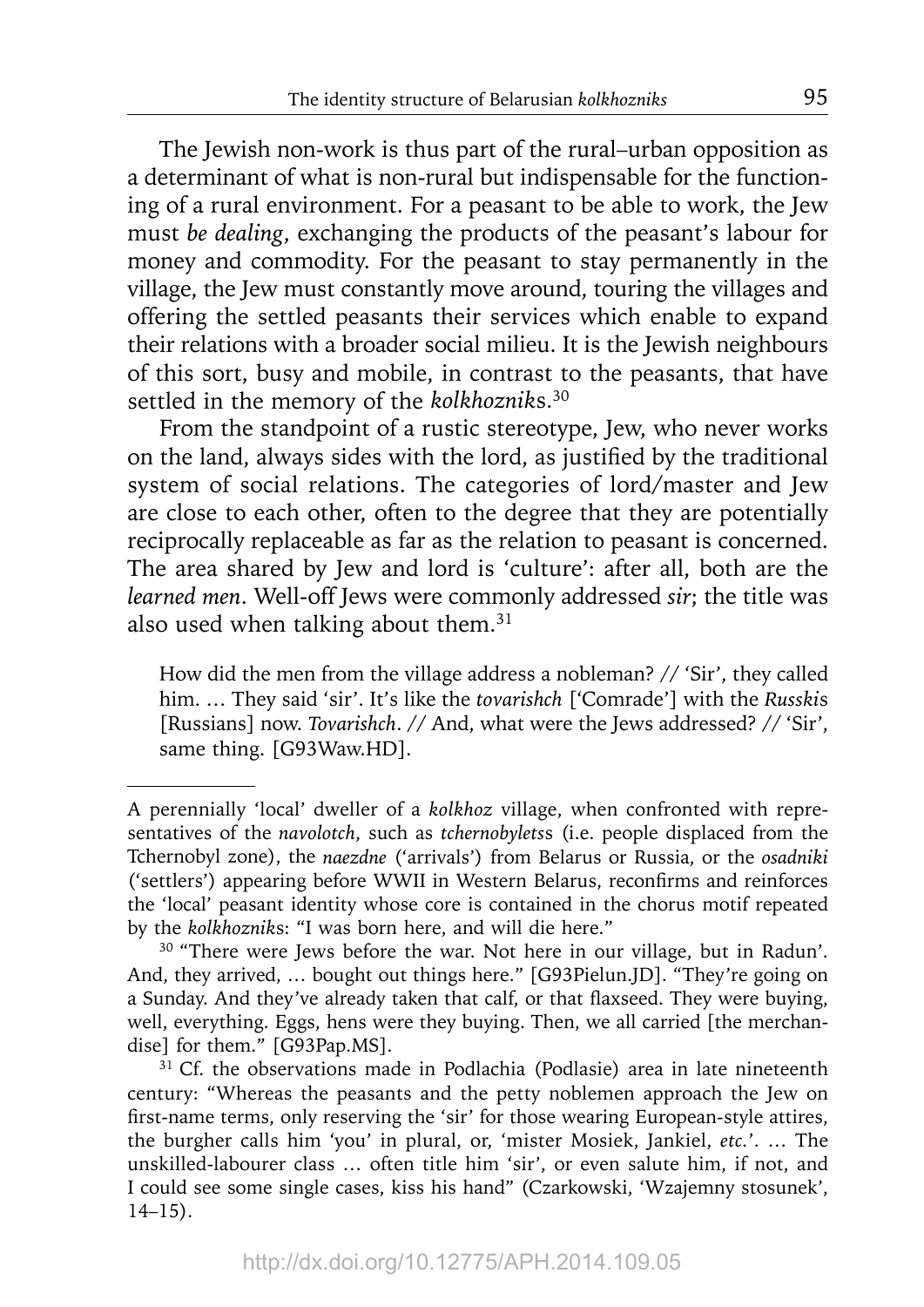The Jewish non-work is thus part of the rural–urban opposition as a determinant of what is non-rural but indispensable for the functioning of a rural environment. For a peasant to be able to work, the Jew must *be dealing*, exchanging the products of the peasant's labour for money and commodity. For the peasant to stay permanently in the village, the Jew must constantly move around, touring the villages and offering the settled peasants their services which enable to expand their relations with a broader social milieu. It is the Jewish neighbours of this sort, busy and mobile, in contrast to the peasants, that have settled in the memory of the *kolkhozniks*.[30]

From the standpoint of a rustic stereotype, Jew, who never works on the land, always sides with the lord, as justified by the traditional system of social relations. The categories of lord/master and Jew are close to each other, often to the degree that they are potentially reciprocally replaceable as far as the relation to peasant is concerned. The area shared by Jew and lord is 'culture': after all, both are the *learned men*. Well-off Jews were commonly addressed *sir*; the title was also used when talking about them.[31]

> How did the men from the village address a nobleman? // 'Sir', they called him. … They said 'sir'. It's like the *tovarishch* ['Comrade'] with the *Russkis* [Russians] now. *Tovarishch*. // And, what were the Jews addressed? // 'Sir', same thing. [G93Waw.HD].

---

A perennially 'local' dweller of a *kolkhoz* village, when confronted with representatives of the *navolotch*, such as *tchernobyletss* (i.e. people displaced from the Tchernobyl zone), the *naezdne* ('arrivals') from Belarus or Russia, or the *osadniki* ('settlers') appearing before WWII in Western Belarus, reconfirms and reinforces the 'local' peasant identity whose core is contained in the chorus motif repeated by the *kolkhozniks*: "I was born here, and will die here."

[30] "There were Jews before the war. Not here in our village, but in Radun'. And, they arrived, … bought out things here." [G93Pielun.JD]. "They're going on a Sunday. And they've already taken that calf, or that flaxseed. They were buying, well, everything. Eggs, hens were they buying. Then, we all carried [the merchandise] for them." [G93Pap.MS].

[31] Cf. the observations made in Podlachia (Podlasie) area in late nineteenth century: "Whereas the peasants and the petty noblemen approach the Jew on first-name terms, only reserving the 'sir' for those wearing European-style attires, the burgher calls him 'you' in plural, or, 'mister Mosiek, Jankiel, *etc.*'. … The unskilled-labourer class … often title him 'sir', or even salute him, if not, and I could see some single cases, kiss his hand" (Czarkowski, 'Wzajemny stosunek', 14–15).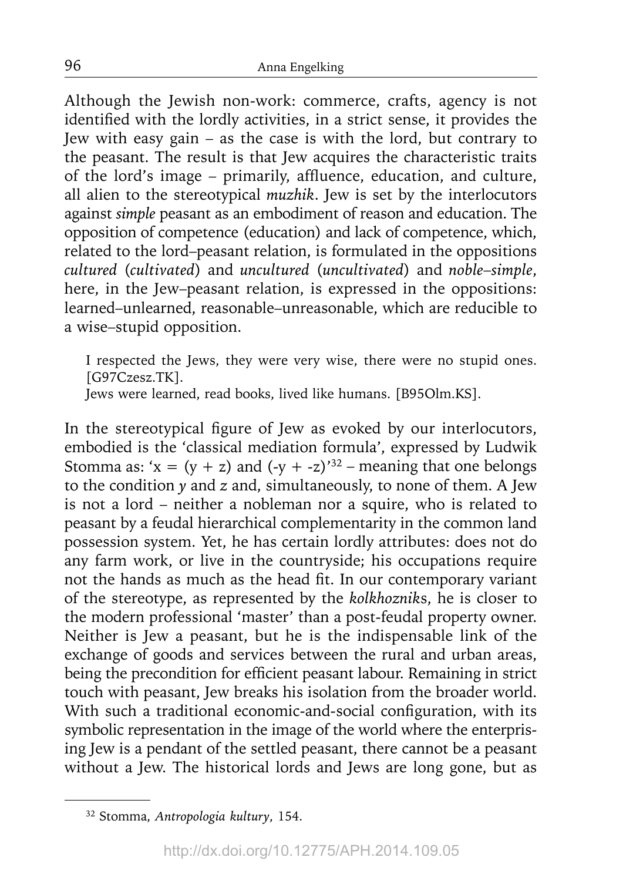Although the Jewish non-work: commerce, crafts, agency is not identified with the lordly activities, in a strict sense, it provides the Jew with easy gain – as the case is with the lord, but contrary to the peasant. The result is that Jew acquires the characteristic traits of the lord's image – primarily, affluence, education, and culture, all alien to the stereotypical *muzhik*. Jew is set by the interlocutors against *simple* peasant as an embodiment of reason and education. The opposition of competence (education) and lack of competence, which, related to the lord–peasant relation, is formulated in the oppositions *cultured* (*cultivated*) and *uncultured* (*uncultivated*) and *noble–simple*, here, in the Jew–peasant relation, is expressed in the oppositions: learned–unlearned, reasonable–unreasonable, which are reducible to a wise–stupid opposition.

> I respected the Jews, they were very wise, there were no stupid ones. [G97Czesz.TK].
> Jews were learned, read books, lived like humans. [B95Olm.KS].

In the stereotypical figure of Jew as evoked by our interlocutors, embodied is the 'classical mediation formula', expressed by Ludwik Stomma as: '$x = (y + z)$ and $(-y + -z)$'[32] – meaning that one belongs to the condition $y$ and $z$ and, simultaneously, to none of them. A Jew is not a lord – neither a nobleman nor a squire, who is related to peasant by a feudal hierarchical complementarity in the common land possession system. Yet, he has certain lordly attributes: does not do any farm work, or live in the countryside; his occupations require not the hands as much as the head fit. In our contemporary variant of the stereotype, as represented by the *kolkhozniks*, he is closer to the modern professional 'master' than a post-feudal property owner. Neither is Jew a peasant, but he is the indispensable link of the exchange of goods and services between the rural and urban areas, being the precondition for efficient peasant labour. Remaining in strict touch with peasant, Jew breaks his isolation from the broader world. With such a traditional economic-and-social configuration, with its symbolic representation in the image of the world where the enterprising Jew is a pendant of the settled peasant, there cannot be a peasant without a Jew. The historical lords and Jews are long gone, but as

[32] Stomma, *Antropologia kultury*, 154.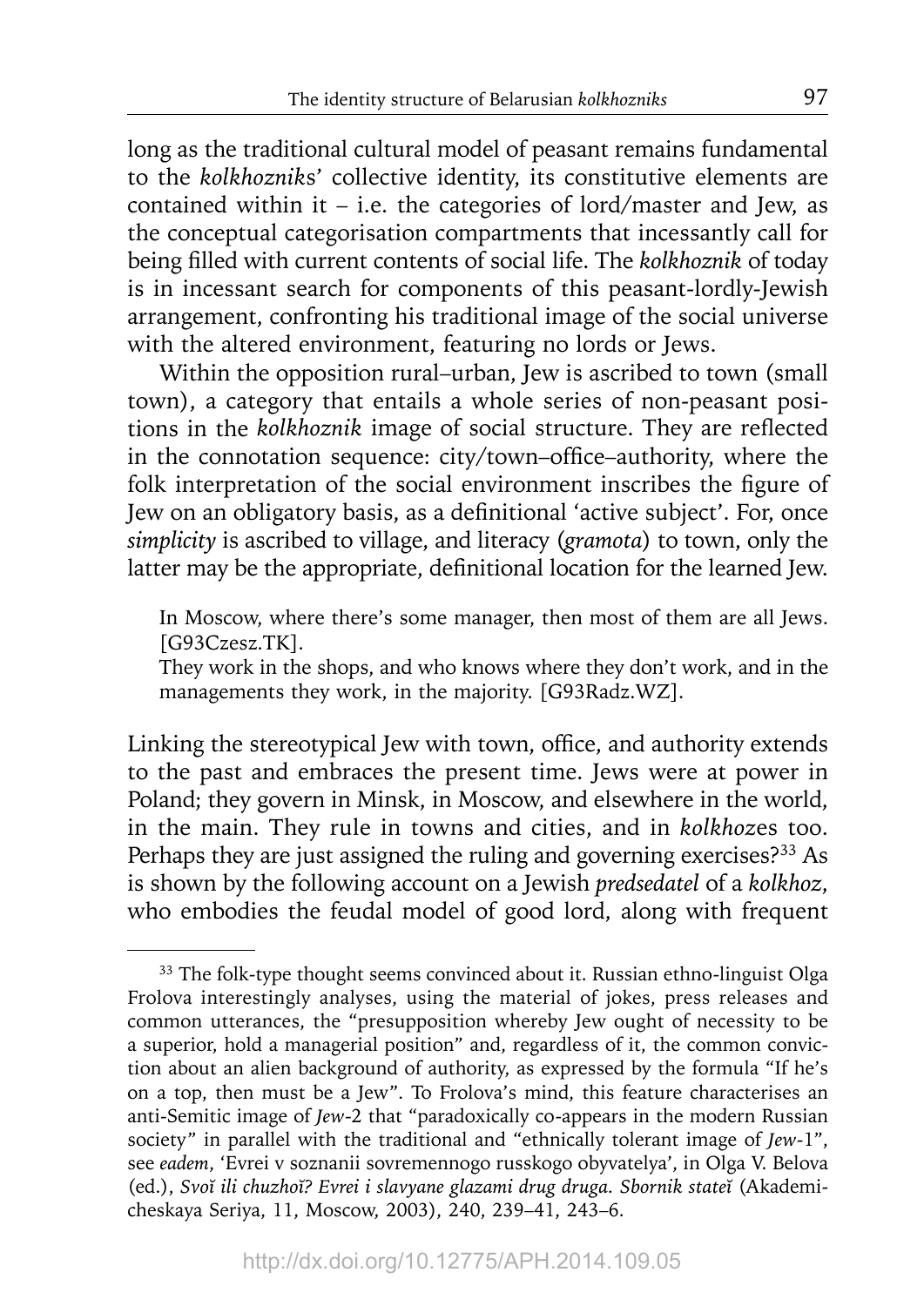long as the traditional cultural model of peasant remains fundamental to the *kolkhozniks*' collective identity, its constitutive elements are contained within it – i.e. the categories of lord/master and Jew, as the conceptual categorisation compartments that incessantly call for being filled with current contents of social life. The *kolkhoznik* of today is in incessant search for components of this peasant-lordly-Jewish arrangement, confronting his traditional image of the social universe with the altered environment, featuring no lords or Jews.

Within the opposition rural–urban, Jew is ascribed to town (small town), a category that entails a whole series of non-peasant positions in the *kolkhoznik* image of social structure. They are reflected in the connotation sequence: city/town–office–authority, where the folk interpretation of the social environment inscribes the figure of Jew on an obligatory basis, as a definitional 'active subject'. For, once *simplicity* is ascribed to village, and literacy (*gramota*) to town, only the latter may be the appropriate, definitional location for the learned Jew.

> In Moscow, where there's some manager, then most of them are all Jews. [G93Czesz.TK].
>
> They work in the shops, and who knows where they don't work, and in the managements they work, in the majority. [G93Radz.WZ].

Linking the stereotypical Jew with town, office, and authority extends to the past and embraces the present time. Jews were at power in Poland; they govern in Minsk, in Moscow, and elsewhere in the world, in the main. They rule in towns and cities, and in *kolkhoz*es too. Perhaps they are just assigned the ruling and governing exercises?[33] As is shown by the following account on a Jewish *predsedatel* of a *kolkhoz*, who embodies the feudal model of good lord, along with frequent

---

[33] The folk-type thought seems convinced about it. Russian ethno-linguist Olga Frolova interestingly analyses, using the material of jokes, press releases and common utterances, the "presupposition whereby Jew ought of necessity to be a superior, hold a managerial position" and, regardless of it, the common conviction about an alien background of authority, as expressed by the formula "If he's on a top, then must be a Jew". To Frolova's mind, this feature characterises an anti-Semitic image of *Jew*-2 that "paradoxically co-appears in the modern Russian society" in parallel with the traditional and "ethnically tolerant image of *Jew*-1", see *eadem*, 'Evrei v soznanii sovremennogo russkogo obyvatelya', in Olga V. Belova (ed.), *Svoĭ ili chuzhoĭ? Evrei i slavyane glazami drug druga. Sbornik stateĭ* (Akademicheskaya Seriya, 11, Moscow, 2003), 240, 239–41, 243–6.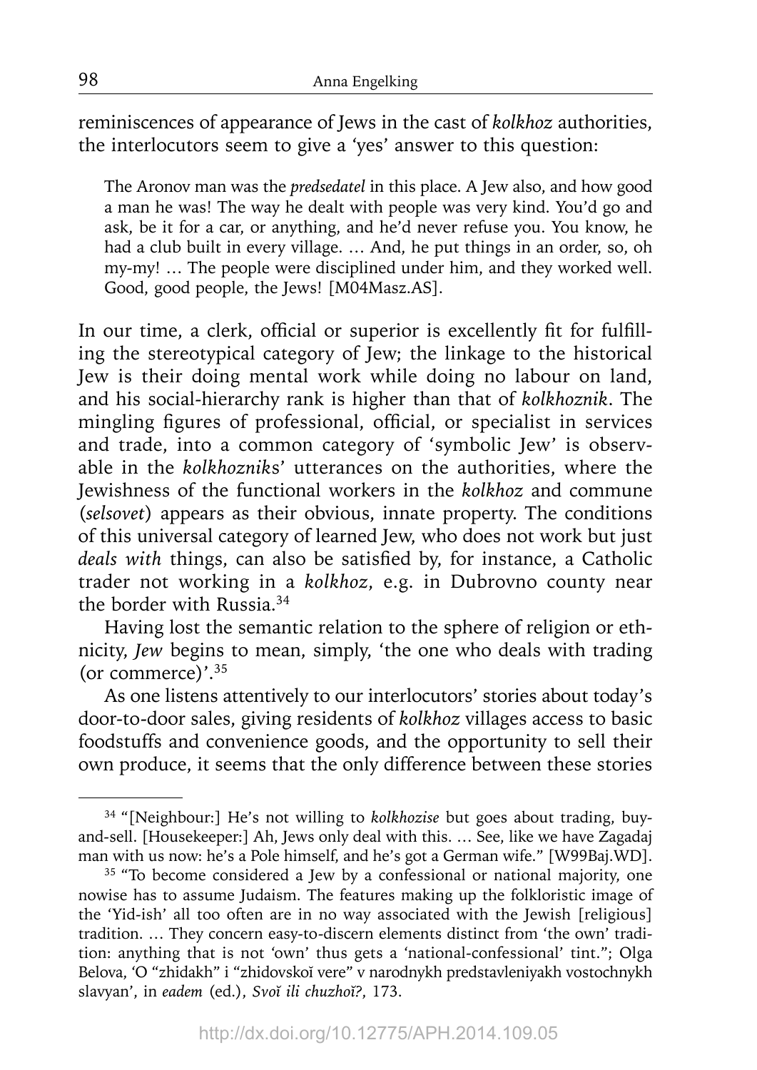reminiscences of appearance of Jews in the cast of *kolkhoz* authorities, the interlocutors seem to give a 'yes' answer to this question:

> The Aronov man was the *predsedatel* in this place. A Jew also, and how good a man he was! The way he dealt with people was very kind. You'd go and ask, be it for a car, or anything, and he'd never refuse you. You know, he had a club built in every village. … And, he put things in an order, so, oh my-my! … The people were disciplined under him, and they worked well. Good, good people, the Jews! [M04Masz.AS].

In our time, a clerk, official or superior is excellently fit for fulfilling the stereotypical category of Jew; the linkage to the historical Jew is their doing mental work while doing no labour on land, and his social-hierarchy rank is higher than that of *kolkhoznik*. The mingling figures of professional, official, or specialist in services and trade, into a common category of 'symbolic Jew' is observable in the *kolkhozniks*' utterances on the authorities, where the Jewishness of the functional workers in the *kolkhoz* and commune (*selsovet*) appears as their obvious, innate property. The conditions of this universal category of learned Jew, who does not work but just *deals with* things, can also be satisfied by, for instance, a Catholic trader not working in a *kolkhoz*, e.g. in Dubrovno county near the border with Russia.[34]

Having lost the semantic relation to the sphere of religion or ethnicity, *Jew* begins to mean, simply, 'the one who deals with trading (or commerce)'.[35]

As one listens attentively to our interlocutors' stories about today's door-to-door sales, giving residents of *kolkhoz* villages access to basic foodstuffs and convenience goods, and the opportunity to sell their own produce, it seems that the only difference between these stories

---

[34] "[Neighbour:] He's not willing to *kolkhozise* but goes about trading, buy-and-sell. [Housekeeper:] Ah, Jews only deal with this. … See, like we have Zagadaj man with us now: he's a Pole himself, and he's got a German wife." [W99Baj.WD].

[35] "To become considered a Jew by a confessional or national majority, one nowise has to assume Judaism. The features making up the folkloristic image of the 'Yid-ish' all too often are in no way associated with the Jewish [religious] tradition. … They concern easy-to-discern elements distinct from 'the own' tradition: anything that is not 'own' thus gets a 'national-confessional' tint."; Olga Belova, 'O "zhidakh" i "zhidovskoĭ vere" v narodnykh predstavleniyakh vostochnykh slavyan', in *eadem* (ed.), *Svoĭ ili chuzhoĭ?*, 173.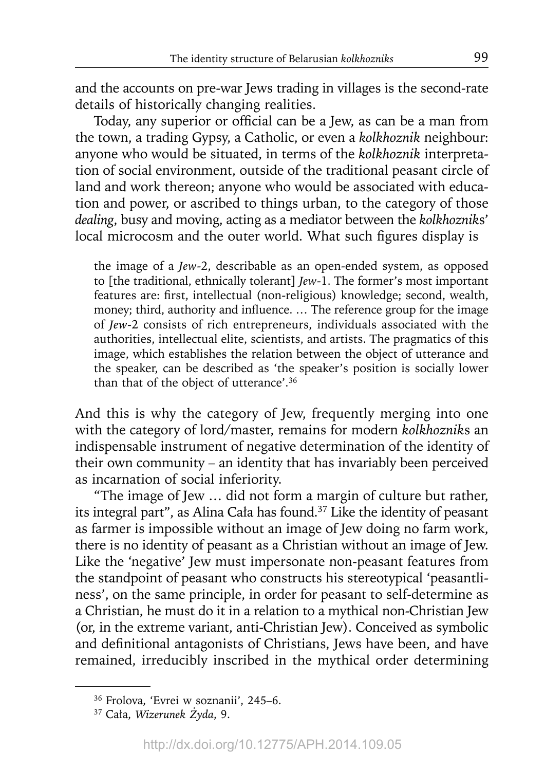and the accounts on pre-war Jews trading in villages is the second-rate details of historically changing realities.

Today, any superior or official can be a Jew, as can be a man from the town, a trading Gypsy, a Catholic, or even a *kolkhoznik* neighbour: anyone who would be situated, in terms of the *kolkhoznik* interpretation of social environment, outside of the traditional peasant circle of land and work thereon; anyone who would be associated with education and power, or ascribed to things urban, to the category of those *dealing*, busy and moving, acting as a mediator between the *kolkhozniks*' local microcosm and the outer world. What such figures display is

> the image of a *Jew*-2, describable as an open-ended system, as opposed to [the traditional, ethnically tolerant] *Jew*-1. The former's most important features are: first, intellectual (non-religious) knowledge; second, wealth, money; third, authority and influence. … The reference group for the image of *Jew*-2 consists of rich entrepreneurs, individuals associated with the authorities, intellectual elite, scientists, and artists. The pragmatics of this image, which establishes the relation between the object of utterance and the speaker, can be described as 'the speaker's position is socially lower than that of the object of utterance'.[36]

And this is why the category of Jew, frequently merging into one with the category of lord/master, remains for modern *kolkhozniks* an indispensable instrument of negative determination of the identity of their own community – an identity that has invariably been perceived as incarnation of social inferiority.

"The image of Jew … did not form a margin of culture but rather, its integral part", as Alina Cała has found.[37] Like the identity of peasant as farmer is impossible without an image of Jew doing no farm work, there is no identity of peasant as a Christian without an image of Jew. Like the 'negative' Jew must impersonate non-peasant features from the standpoint of peasant who constructs his stereotypical 'peasantliness', on the same principle, in order for peasant to self-determine as a Christian, he must do it in a relation to a mythical non-Christian Jew (or, in the extreme variant, anti-Christian Jew). Conceived as symbolic and definitional antagonists of Christians, Jews have been, and have remained, irreducibly inscribed in the mythical order determining

---

[36] Frolova, 'Evrei w soznanii', 245–6.

[37] Cała, *Wizerunek Żyda*, 9.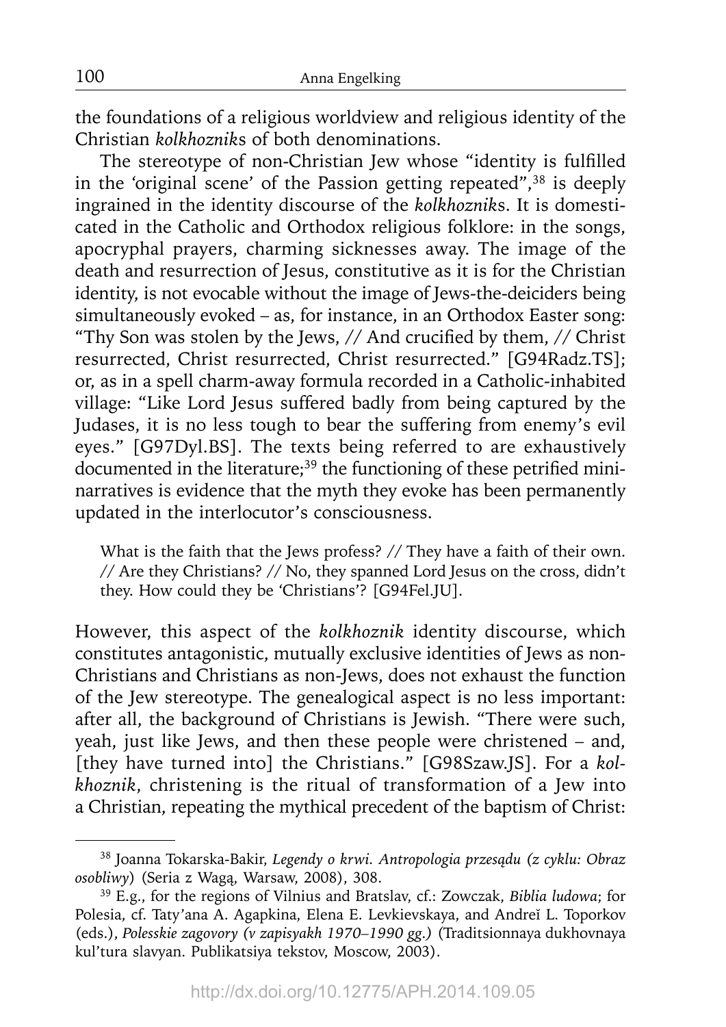the foundations of a religious worldview and religious identity of the Christian *kolkhozniks* of both denominations.

The stereotype of non-Christian Jew whose "identity is fulfilled in the 'original scene' of the Passion getting repeated",[38] is deeply ingrained in the identity discourse of the *kolkhozniks*. It is domesticated in the Catholic and Orthodox religious folklore: in the songs, apocryphal prayers, charming sicknesses away. The image of the death and resurrection of Jesus, constitutive as it is for the Christian identity, is not evocable without the image of Jews-the-deiciders being simultaneously evoked – as, for instance, in an Orthodox Easter song: "Thy Son was stolen by the Jews, // And crucified by them, // Christ resurrected, Christ resurrected, Christ resurrected." [G94Radz.TS]; or, as in a spell charm-away formula recorded in a Catholic-inhabited village: "Like Lord Jesus suffered badly from being captured by the Judases, it is no less tough to bear the suffering from enemy's evil eyes." [G97Dyl.BS]. The texts being referred to are exhaustively documented in the literature;[39] the functioning of these petrified mini-narratives is evidence that the myth they evoke has been permanently updated in the interlocutor's consciousness.

> What is the faith that the Jews profess? // They have a faith of their own. // Are they Christians? // No, they spanned Lord Jesus on the cross, didn't they. How could they be 'Christians'? [G94Fel.JU].

However, this aspect of the *kolkhoznik* identity discourse, which constitutes antagonistic, mutually exclusive identities of Jews as non-Christians and Christians as non-Jews, does not exhaust the function of the Jew stereotype. The genealogical aspect is no less important: after all, the background of Christians is Jewish. "There were such, yeah, just like Jews, and then these people were christened – and, [they have turned into] the Christians." [G98Szaw.JS]. For a *kolkhoznik*, christening is the ritual of transformation of a Jew into a Christian, repeating the mythical precedent of the baptism of Christ:

---

[38] Joanna Tokarska-Bakir, *Legendy o krwi. Antropologia przesądu (z cyklu: Obraz osobliwy)* (Seria z Wagą, Warsaw, 2008), 308.

[39] E.g., for the regions of Vilnius and Bratslav, cf.: Zowczak, *Biblia ludowa*; for Polesia, cf. Taty'ana A. Agapkina, Elena E. Levkievskaya, and Andreĭ L. Toporkov (eds.), *Polesskie zagovory (v zapisyakh 1970–1990 gg.)* (Traditsionnaya dukhovnaya kul'tura slavyan. Publikatsiya tekstov, Moscow, 2003).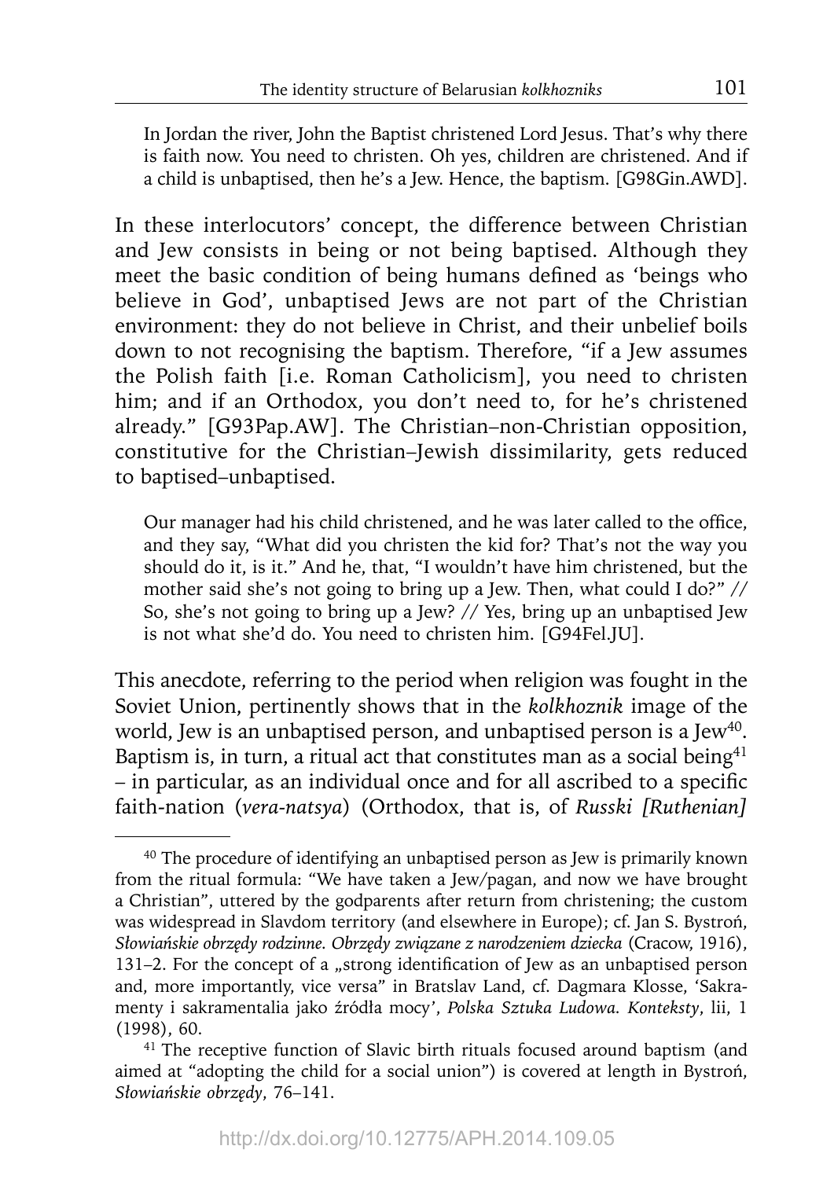> In Jordan the river, John the Baptist christened Lord Jesus. That's why there is faith now. You need to christen. Oh yes, children are christened. And if a child is unbaptised, then he's a Jew. Hence, the baptism. [G98Gin.AWD].

In these interlocutors' concept, the difference between Christian and Jew consists in being or not being baptised. Although they meet the basic condition of being humans defined as 'beings who believe in God', unbaptised Jews are not part of the Christian environment: they do not believe in Christ, and their unbelief boils down to not recognising the baptism. Therefore, "if a Jew assumes the Polish faith [i.e. Roman Catholicism], you need to christen him; and if an Orthodox, you don't need to, for he's christened already." [G93Pap.AW]. The Christian–non-Christian opposition, constitutive for the Christian–Jewish dissimilarity, gets reduced to baptised–unbaptised.

> Our manager had his child christened, and he was later called to the office, and they say, "What did you christen the kid for? That's not the way you should do it, is it." And he, that, "I wouldn't have him christened, but the mother said she's not going to bring up a Jew. Then, what could I do?" // So, she's not going to bring up a Jew? // Yes, bring up an unbaptised Jew is not what she'd do. You need to christen him. [G94Fel.JU].

This anecdote, referring to the period when religion was fought in the Soviet Union, pertinently shows that in the *kolkhoznik* image of the world, Jew is an unbaptised person, and unbaptised person is a Jew[40]. Baptism is, in turn, a ritual act that constitutes man as a social being[41] – in particular, as an individual once and for all ascribed to a specific faith-nation (*vera-natsya*) (Orthodox, that is, of *Russki [Ruthenian]*

[40] The procedure of identifying an unbaptised person as Jew is primarily known from the ritual formula: "We have taken a Jew/pagan, and now we have brought a Christian", uttered by the godparents after return from christening; the custom was widespread in Slavdom territory (and elsewhere in Europe); cf. Jan S. Bystroń, *Słowiańskie obrzędy rodzinne. Obrzędy związane z narodzeniem dziecka* (Cracow, 1916), 131–2. For the concept of a „strong identification of Jew as an unbaptised person and, more importantly, vice versa" in Bratslav Land, cf. Dagmara Klosse, 'Sakramenty i sakramentalia jako źródła mocy', *Polska Sztuka Ludowa. Konteksty*, lii, 1 (1998), 60.

[41] The receptive function of Slavic birth rituals focused around baptism (and aimed at "adopting the child for a social union") is covered at length in Bystroń, *Słowiańskie obrzędy*, 76–141.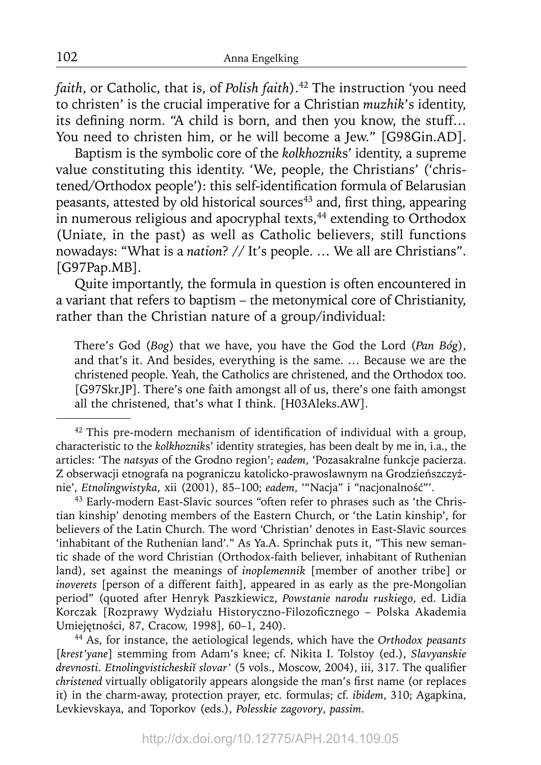*faith*, or Catholic, that is, of *Polish faith*).[42] The instruction 'you need to christen' is the crucial imperative for a Christian *muzhik*'s identity, its defining norm. "A child is born, and then you know, the stuff… You need to christen him, or he will become a Jew." [G98Gin.AD].

Baptism is the symbolic core of the *kolkhozniks*' identity, a supreme value constituting this identity. 'We, people, the Christians' ('christened/Orthodox people'): this self-identification formula of Belarusian peasants, attested by old historical sources[43] and, first thing, appearing in numerous religious and apocryphal texts,[44] extending to Orthodox (Uniate, in the past) as well as Catholic believers, still functions nowadays: "What is a *nation*? // It's people. … We all are Christians". [G97Pap.MB].

Quite importantly, the formula in question is often encountered in a variant that refers to baptism – the metonymical core of Christianity, rather than the Christian nature of a group/individual:

> There's God (*Bog*) that we have, you have the God the Lord (*Pan Bóg*), and that's it. And besides, everything is the same. … Because we are the christened people. Yeah, the Catholics are christened, and the Orthodox too. [G97Skr.JP]. There's one faith amongst all of us, there's one faith amongst all the christened, that's what I think. [H03Aleks.AW].

---

[42] This pre-modern mechanism of identification of individual with a group, characteristic to the *kolkhozniks*' identity strategies, has been dealt by me in, i.a., the articles: 'The *natsyas* of the Grodno region'; *eadem*, 'Pozasakralne funkcje pacierza. Z obserwacji etnografa na pograniczu katolicko-prawosławnym na Grodzieńszczyźnie', *Etnolingwistyka*, xii (2001), 85–100; *eadem*, '"Nacja" i "nacjonalność"'.

[43] Early-modern East-Slavic sources "often refer to phrases such as 'the Christian kinship' denoting members of the Eastern Church, or 'the Latin kinship', for believers of the Latin Church. The word 'Christian' denotes in East-Slavic sources 'inhabitant of the Ruthenian land'." As Ya.A. Sprinchak puts it, "This new semantic shade of the word Christian (Orthodox-faith believer, inhabitant of Ruthenian land), set against the meanings of *inoplemennik* [member of another tribe] or *inoverets* [person of a different faith], appeared in as early as the pre-Mongolian period" (quoted after Henryk Paszkiewicz, *Powstanie narodu ruskiego*, ed. Lidia Korczak [Rozprawy Wydziału Historyczno-Filozoficznego – Polska Akademia Umiejętności, 87, Cracow, 1998], 60–1, 240).

[44] As, for instance, the aetiological legends, which have the *Orthodox peasants* [*krest'yane*] stemming from Adam's knee; cf. Nikita I. Tolstoy (ed.), *Slavyanskie drevnosti. Etnolingvisticheskiĭ slovar'* (5 vols., Moscow, 2004), iii, 317. The qualifier *christened* virtually obligatorily appears alongside the man's first name (or replaces it) in the charm-away, protection prayer, etc. formulas; cf. *ibidem*, 310; Agapkina, Levkievskaya, and Toporkov (eds.), *Polesskie zagovory*, *passim*.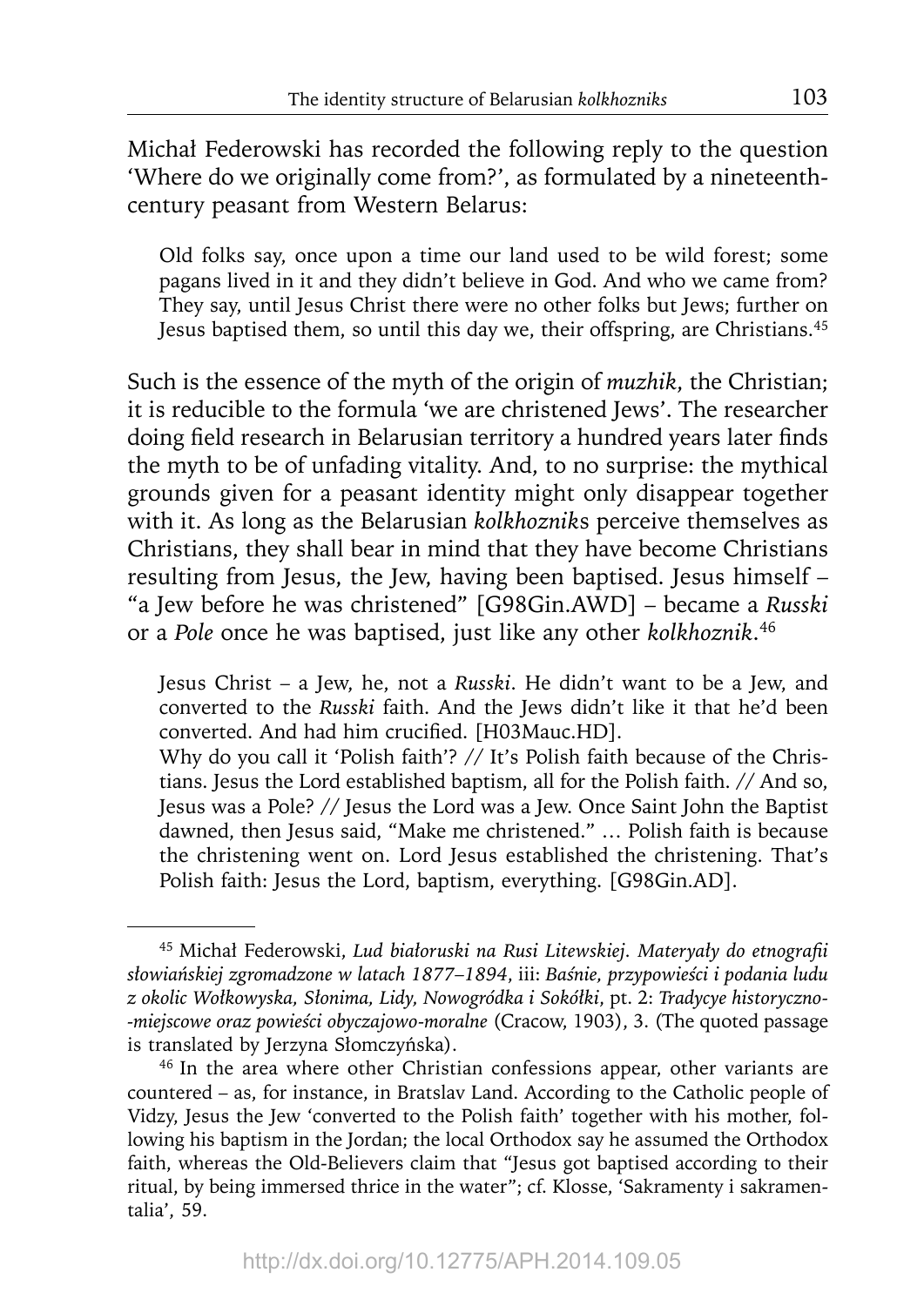Michał Federowski has recorded the following reply to the question 'Where do we originally come from?', as formulated by a nineteenth-century peasant from Western Belarus:

> Old folks say, once upon a time our land used to be wild forest; some pagans lived in it and they didn't believe in God. And who we came from? They say, until Jesus Christ there were no other folks but Jews; further on Jesus baptised them, so until this day we, their offspring, are Christians.[45]

Such is the essence of the myth of the origin of *muzhik*, the Christian; it is reducible to the formula 'we are christened Jews'. The researcher doing field research in Belarusian territory a hundred years later finds the myth to be of unfading vitality. And, to no surprise: the mythical grounds given for a peasant identity might only disappear together with it. As long as the Belarusian *kolkhozniks* perceive themselves as Christians, they shall bear in mind that they have become Christians resulting from Jesus, the Jew, having been baptised. Jesus himself – "a Jew before he was christened" [G98Gin.AWD] – became a *Russki* or a *Pole* once he was baptised, just like any other *kolkhoznik*.[46]

> Jesus Christ – a Jew, he, not a *Russki*. He didn't want to be a Jew, and converted to the *Russki* faith. And the Jews didn't like it that he'd been converted. And had him crucified. [H03Mauc.HD].
>
> Why do you call it 'Polish faith'? // It's Polish faith because of the Christians. Jesus the Lord established baptism, all for the Polish faith. // And so, Jesus was a Pole? // Jesus the Lord was a Jew. Once Saint John the Baptist dawned, then Jesus said, "Make me christened." … Polish faith is because the christening went on. Lord Jesus established the christening. That's Polish faith: Jesus the Lord, baptism, everything. [G98Gin.AD].

---

[45] Michał Federowski, *Lud białoruski na Rusi Litewskiej. Materyały do etnografii słowiańskiej zgromadzone w latach 1877–1894*, iii: *Baśnie, przypowieści i podania ludu z okolic Wołkowyska, Słonima, Lidy, Nowogródka i Sokółki*, pt. 2: *Tradycye historyczno-miejscowe oraz powieści obyczajowo-moralne* (Cracow, 1903), 3. (The quoted passage is translated by Jerzyna Słomczyńska).

[46] In the area where other Christian confessions appear, other variants are countered – as, for instance, in Bratslav Land. According to the Catholic people of Vidzy, Jesus the Jew 'converted to the Polish faith' together with his mother, following his baptism in the Jordan; the local Orthodox say he assumed the Orthodox faith, whereas the Old-Believers claim that "Jesus got baptised according to their ritual, by being immersed thrice in the water"; cf. Klosse, 'Sakramenty i sakramentalia', 59.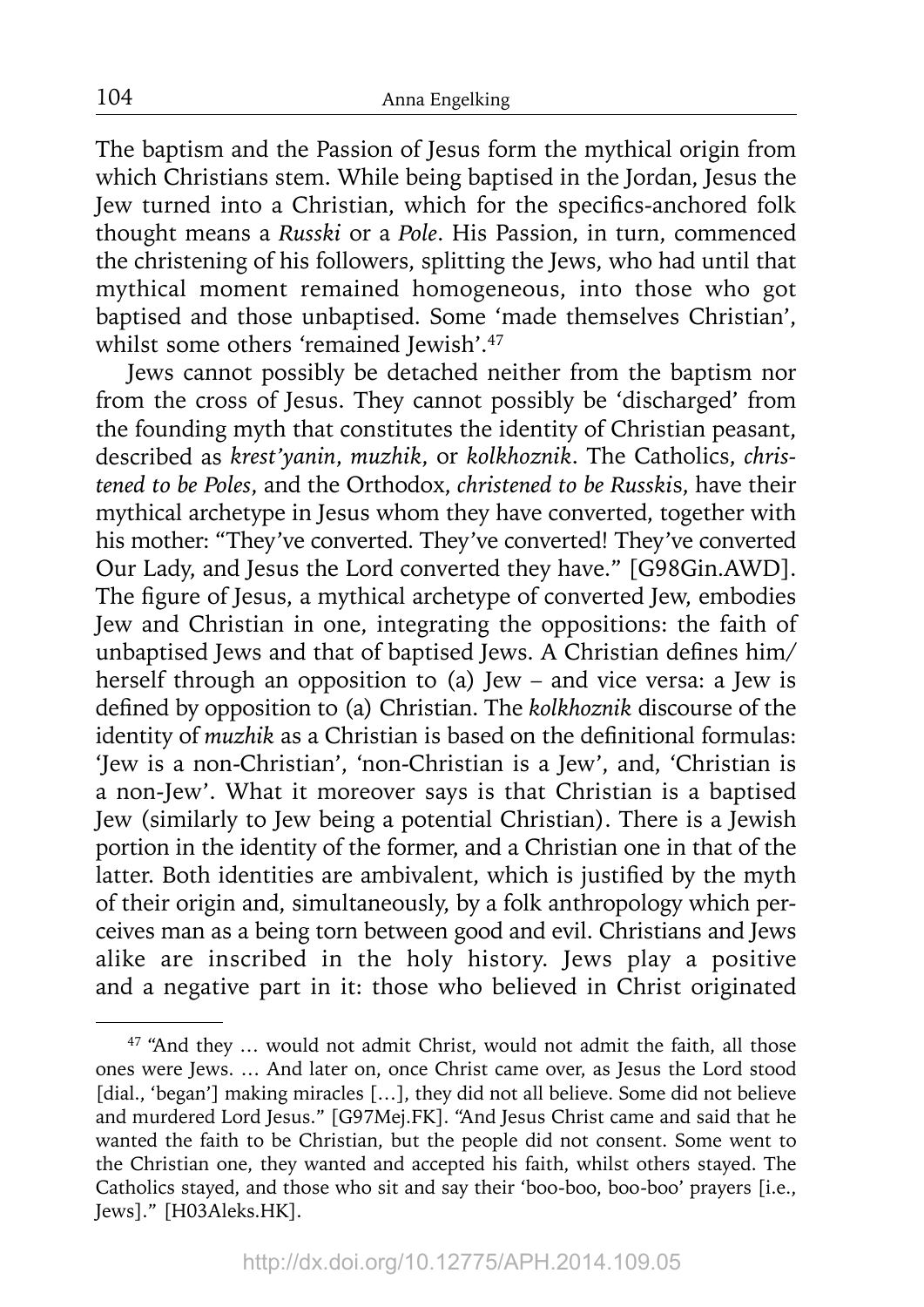The baptism and the Passion of Jesus form the mythical origin from which Christians stem. While being baptised in the Jordan, Jesus the Jew turned into a Christian, which for the specifics-anchored folk thought means a *Russki* or a *Pole*. His Passion, in turn, commenced the christening of his followers, splitting the Jews, who had until that mythical moment remained homogeneous, into those who got baptised and those unbaptised. Some 'made themselves Christian', whilst some others 'remained Jewish'.[47]

Jews cannot possibly be detached neither from the baptism nor from the cross of Jesus. They cannot possibly be 'discharged' from the founding myth that constitutes the identity of Christian peasant, described as *krest'yanin*, *muzhik*, or *kolkhoznik*. The Catholics, *christened to be Poles*, and the Orthodox, *christened to be Russki*s, have their mythical archetype in Jesus whom they have converted, together with his mother: "They've converted. They've converted! They've converted Our Lady, and Jesus the Lord converted they have." [G98Gin.AWD]. The figure of Jesus, a mythical archetype of converted Jew, embodies Jew and Christian in one, integrating the oppositions: the faith of unbaptised Jews and that of baptised Jews. A Christian defines him/herself through an opposition to (a) Jew – and vice versa: a Jew is defined by opposition to (a) Christian. The *kolkhoznik* discourse of the identity of *muzhik* as a Christian is based on the definitional formulas: 'Jew is a non-Christian', 'non-Christian is a Jew', and, 'Christian is a non-Jew'. What it moreover says is that Christian is a baptised Jew (similarly to Jew being a potential Christian). There is a Jewish portion in the identity of the former, and a Christian one in that of the latter. Both identities are ambivalent, which is justified by the myth of their origin and, simultaneously, by a folk anthropology which perceives man as a being torn between good and evil. Christians and Jews alike are inscribed in the holy history. Jews play a positive and a negative part in it: those who believed in Christ originated

---

[47] "And they … would not admit Christ, would not admit the faith, all those ones were Jews. … And later on, once Christ came over, as Jesus the Lord stood [dial., 'began'] making miracles […], they did not all believe. Some did not believe and murdered Lord Jesus." [G97Mej.FK]. "And Jesus Christ came and said that he wanted the faith to be Christian, but the people did not consent. Some went to the Christian one, they wanted and accepted his faith, whilst others stayed. The Catholics stayed, and those who sit and say their 'boo-boo, boo-boo' prayers [i.e., Jews]." [H03Aleks.HK].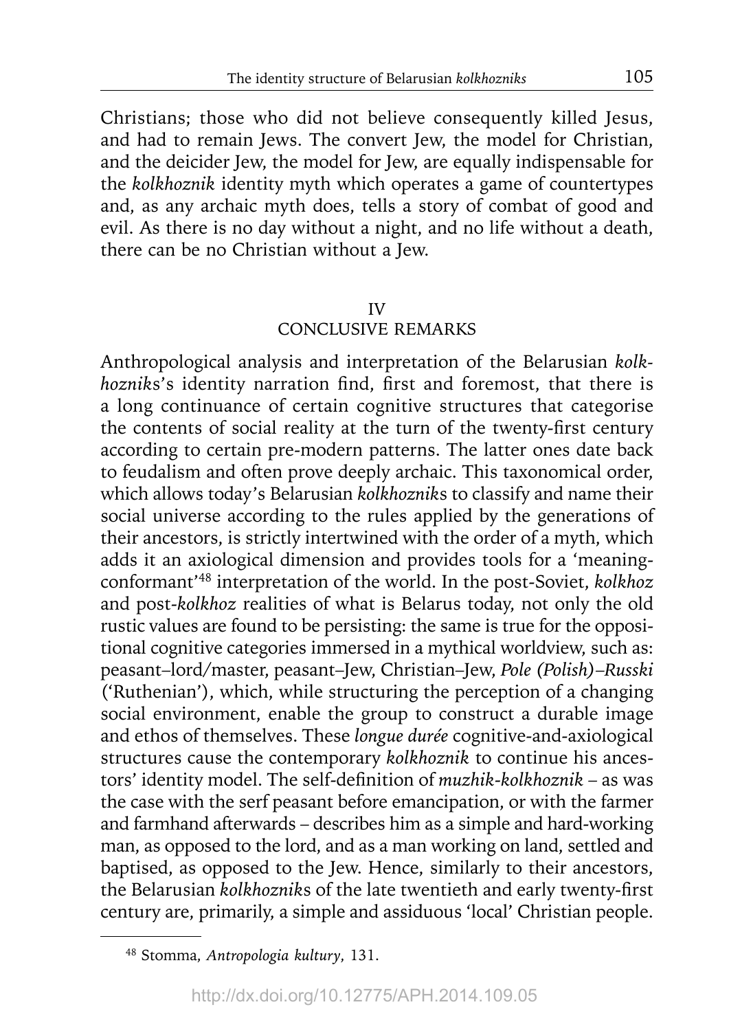Christians; those who did not believe consequently killed Jesus, and had to remain Jews. The convert Jew, the model for Christian, and the deicider Jew, the model for Jew, are equally indispensable for the *kolkhoznik* identity myth which operates a game of countertypes and, as any archaic myth does, tells a story of combat of good and evil. As there is no day without a night, and no life without a death, there can be no Christian without a Jew.

## IV
## CONCLUSIVE REMARKS

Anthropological analysis and interpretation of the Belarusian *kolkhozniks*'s identity narration find, first and foremost, that there is a long continuance of certain cognitive structures that categorise the contents of social reality at the turn of the twenty-first century according to certain pre-modern patterns. The latter ones date back to feudalism and often prove deeply archaic. This taxonomical order, which allows today's Belarusian *kolkhozniks* to classify and name their social universe according to the rules applied by the generations of their ancestors, is strictly intertwined with the order of a myth, which adds it an axiological dimension and provides tools for a 'meaning-conformant'[48] interpretation of the world. In the post-Soviet, *kolkhoz* and post-*kolkhoz* realities of what is Belarus today, not only the old rustic values are found to be persisting: the same is true for the oppositional cognitive categories immersed in a mythical worldview, such as: peasant–lord/master, peasant–Jew, Christian–Jew, *Pole (Polish)–Russki* ('Ruthenian'), which, while structuring the perception of a changing social environment, enable the group to construct a durable image and ethos of themselves. These *longue durée* cognitive-and-axiological structures cause the contemporary *kolkhoznik* to continue his ancestors' identity model. The self-definition of *muzhik-kolkhoznik* – as was the case with the serf peasant before emancipation, or with the farmer and farmhand afterwards – describes him as a simple and hard-working man, as opposed to the lord, and as a man working on land, settled and baptised, as opposed to the Jew. Hence, similarly to their ancestors, the Belarusian *kolkhozniks* of the late twentieth and early twenty-first century are, primarily, a simple and assiduous 'local' Christian people.

---

[48] Stomma, *Antropologia kultury*, 131.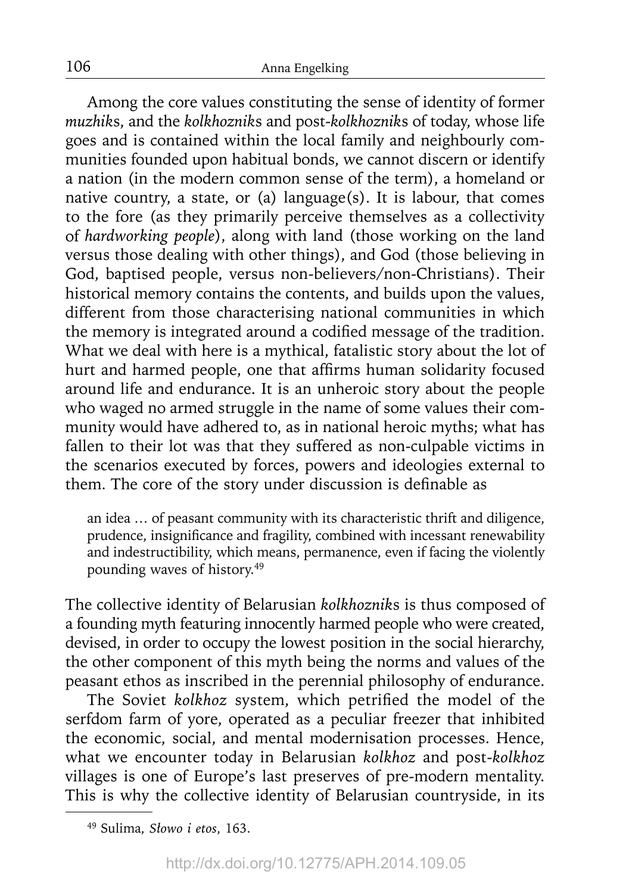Among the core values constituting the sense of identity of former *muzhik*s, and the *kolkhoznik*s and post-*kolkhoznik*s of today, whose life goes and is contained within the local family and neighbourly communities founded upon habitual bonds, we cannot discern or identify a nation (in the modern common sense of the term), a homeland or native country, a state, or (a) language(s). It is labour, that comes to the fore (as they primarily perceive themselves as a collectivity of *hardworking people*), along with land (those working on the land versus those dealing with other things), and God (those believing in God, baptised people, versus non-believers/non-Christians). Their historical memory contains the contents, and builds upon the values, different from those characterising national communities in which the memory is integrated around a codified message of the tradition. What we deal with here is a mythical, fatalistic story about the lot of hurt and harmed people, one that affirms human solidarity focused around life and endurance. It is an unheroic story about the people who waged no armed struggle in the name of some values their community would have adhered to, as in national heroic myths; what has fallen to their lot was that they suffered as non-culpable victims in the scenarios executed by forces, powers and ideologies external to them. The core of the story under discussion is definable as

> an idea … of peasant community with its characteristic thrift and diligence, prudence, insignificance and fragility, combined with incessant renewability and indestructibility, which means, permanence, even if facing the violently pounding waves of history.[49]

The collective identity of Belarusian *kolkhoznik*s is thus composed of a founding myth featuring innocently harmed people who were created, devised, in order to occupy the lowest position in the social hierarchy, the other component of this myth being the norms and values of the peasant ethos as inscribed in the perennial philosophy of endurance.

The Soviet *kolkhoz* system, which petrified the model of the serfdom farm of yore, operated as a peculiar freezer that inhibited the economic, social, and mental modernisation processes. Hence, what we encounter today in Belarusian *kolkhoz* and post-*kolkhoz* villages is one of Europe's last preserves of pre-modern mentality. This is why the collective identity of Belarusian countryside, in its

[49] Sulima, *Słowo i etos*, 163.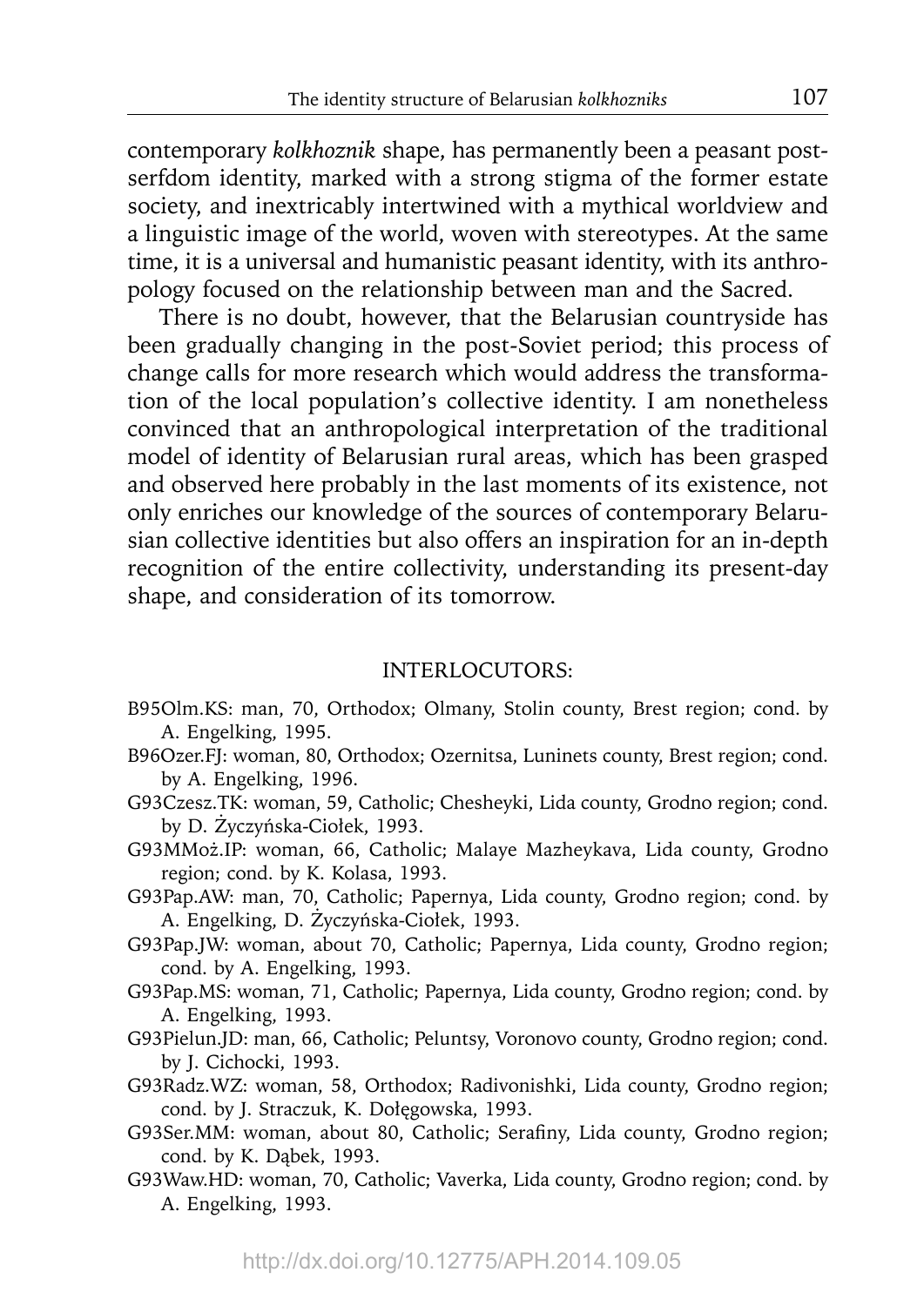contemporary *kolkhoznik* shape, has permanently been a peasant post-serfdom identity, marked with a strong stigma of the former estate society, and inextricably intertwined with a mythical worldview and a linguistic image of the world, woven with stereotypes. At the same time, it is a universal and humanistic peasant identity, with its anthropology focused on the relationship between man and the Sacred.

There is no doubt, however, that the Belarusian countryside has been gradually changing in the post-Soviet period; this process of change calls for more research which would address the transformation of the local population's collective identity. I am nonetheless convinced that an anthropological interpretation of the traditional model of identity of Belarusian rural areas, which has been grasped and observed here probably in the last moments of its existence, not only enriches our knowledge of the sources of contemporary Belarusian collective identities but also offers an inspiration for an in-depth recognition of the entire collectivity, understanding its present-day shape, and consideration of its tomorrow.

## INTERLOCUTORS:

B95Olm.KS: man, 70, Orthodox; Olmany, Stolin county, Brest region; cond. by A. Engelking, 1995.

B96Ozer.FJ: woman, 80, Orthodox; Ozernitsa, Luninets county, Brest region; cond. by A. Engelking, 1996.

G93Czesz.TK: woman, 59, Catholic; Chesheyki, Lida county, Grodno region; cond. by D. Życzyńska-Ciołek, 1993.

G93MMoż.IP: woman, 66, Catholic; Malaye Mazheykava, Lida county, Grodno region; cond. by K. Kolasa, 1993.

G93Pap.AW: man, 70, Catholic; Papernya, Lida county, Grodno region; cond. by A. Engelking, D. Życzyńska-Ciołek, 1993.

G93Pap.JW: woman, about 70, Catholic; Papernya, Lida county, Grodno region; cond. by A. Engelking, 1993.

G93Pap.MS: woman, 71, Catholic; Papernya, Lida county, Grodno region; cond. by A. Engelking, 1993.

G93Pielun.JD: man, 66, Catholic; Peluntsy, Voronovo county, Grodno region; cond. by J. Cichocki, 1993.

G93Radz.WZ: woman, 58, Orthodox; Radivonishki, Lida county, Grodno region; cond. by J. Straczuk, K. Dołęgowska, 1993.

G93Ser.MM: woman, about 80, Catholic; Serafiny, Lida county, Grodno region; cond. by K. Dąbek, 1993.

G93Waw.HD: woman, 70, Catholic; Vaverka, Lida county, Grodno region; cond. by A. Engelking, 1993.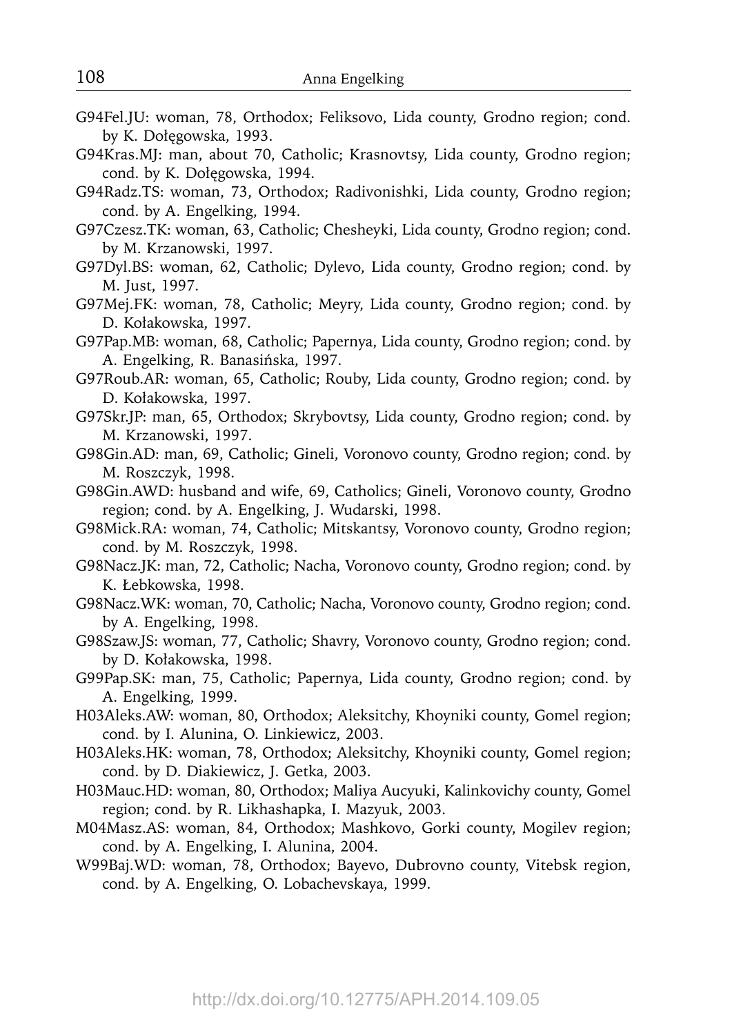G94Fel.JU: woman, 78, Orthodox; Feliksovo, Lida county, Grodno region; cond. by K. Dołęgowska, 1993.

G94Kras.MJ: man, about 70, Catholic; Krasnovtsy, Lida county, Grodno region; cond. by K. Dołęgowska, 1994.

G94Radz.TS: woman, 73, Orthodox; Radivonishki, Lida county, Grodno region; cond. by A. Engelking, 1994.

G97Czesz.TK: woman, 63, Catholic; Chesheyki, Lida county, Grodno region; cond. by M. Krzanowski, 1997.

G97Dyl.BS: woman, 62, Catholic; Dylevo, Lida county, Grodno region; cond. by M. Just, 1997.

G97Mej.FK: woman, 78, Catholic; Meyry, Lida county, Grodno region; cond. by D. Kołakowska, 1997.

G97Pap.MB: woman, 68, Catholic; Papernya, Lida county, Grodno region; cond. by A. Engelking, R. Banasińska, 1997.

G97Roub.AR: woman, 65, Catholic; Rouby, Lida county, Grodno region; cond. by D. Kołakowska, 1997.

G97Skr.JP: man, 65, Orthodox; Skrybovtsy, Lida county, Grodno region; cond. by M. Krzanowski, 1997.

G98Gin.AD: man, 69, Catholic; Gineli, Voronovo county, Grodno region; cond. by M. Roszczyk, 1998.

G98Gin.AWD: husband and wife, 69, Catholics; Gineli, Voronovo county, Grodno region; cond. by A. Engelking, J. Wudarski, 1998.

G98Mick.RA: woman, 74, Catholic; Mitskantsy, Voronovo county, Grodno region; cond. by M. Roszczyk, 1998.

G98Nacz.JK: man, 72, Catholic; Nacha, Voronovo county, Grodno region; cond. by K. Łebkowska, 1998.

G98Nacz.WK: woman, 70, Catholic; Nacha, Voronovo county, Grodno region; cond. by A. Engelking, 1998.

G98Szaw.JS: woman, 77, Catholic; Shavry, Voronovo county, Grodno region; cond. by D. Kołakowska, 1998.

G99Pap.SK: man, 75, Catholic; Papernya, Lida county, Grodno region; cond. by A. Engelking, 1999.

H03Aleks.AW: woman, 80, Orthodox; Aleksitchy, Khoyniki county, Gomel region; cond. by I. Alunina, O. Linkiewicz, 2003.

H03Aleks.HK: woman, 78, Orthodox; Aleksitchy, Khoyniki county, Gomel region; cond. by D. Diakiewicz, J. Getka, 2003.

H03Mauc.HD: woman, 80, Orthodox; Maliya Aucyuki, Kalinkovichy county, Gomel region; cond. by R. Likhashapka, I. Mazyuk, 2003.

M04Masz.AS: woman, 84, Orthodox; Mashkovo, Gorki county, Mogilev region; cond. by A. Engelking, I. Alunina, 2004.

W99Baj.WD: woman, 78, Orthodox; Bayevo, Dubrovno county, Vitebsk region, cond. by A. Engelking, O. Lobachevskaya, 1999.